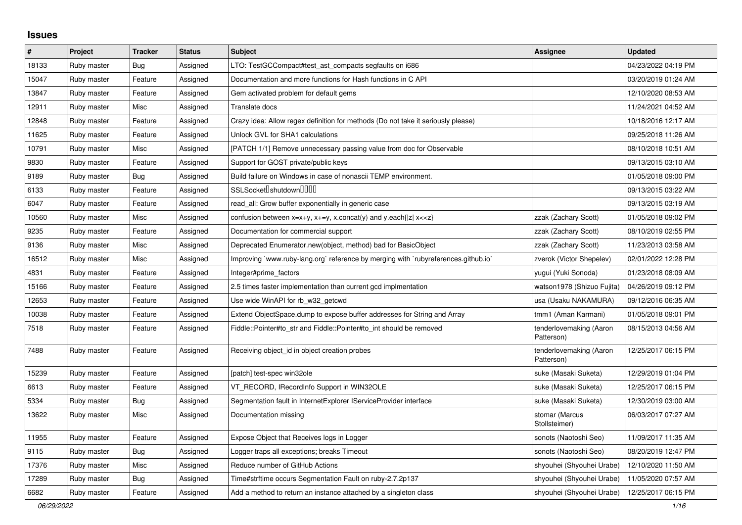# Issues

| # | Project | Tracker | Status | Subject | Assignee | Updated |
|---|---|---|---|---|---|---|
| 18133 | Ruby master | Bug | Assigned | LTO: TestGCCompact#test_ast_compacts segfaults on i686 | | 04/23/2022 04:19 PM |
| 15047 | Ruby master | Feature | Assigned | Documentation and more functions for Hash functions in C API | | 03/20/2019 01:24 AM |
| 13847 | Ruby master | Feature | Assigned | Gem activated problem for default gems | | 12/10/2020 08:53 AM |
| 12911 | Ruby master | Misc | Assigned | Translate docs | | 11/24/2021 04:52 AM |
| 12848 | Ruby master | Feature | Assigned | Crazy idea: Allow regex definition for methods (Do not take it seriously please) | | 10/18/2016 12:17 AM |
| 11625 | Ruby master | Feature | Assigned | Unlock GVL for SHA1 calculations | | 09/25/2018 11:26 AM |
| 10791 | Ruby master | Misc | Assigned | [PATCH 1/1] Remove unnecessary passing value from doc for Observable | | 08/10/2018 10:51 AM |
| 9830 | Ruby master | Feature | Assigned | Support for GOST private/public keys | | 09/13/2015 03:10 AM |
| 9189 | Ruby master | Bug | Assigned | Build failure on Windows in case of nonascii TEMP environment. | | 01/05/2018 09:00 PM |
| 6133 | Ruby master | Feature | Assigned | SSLSocket�shutdown���� | | 09/13/2015 03:22 AM |
| 6047 | Ruby master | Feature | Assigned | read_all: Grow buffer exponentially in generic case | | 09/13/2015 03:19 AM |
| 10560 | Ruby master | Misc | Assigned | confusion between x=x+y, x+=y, x.concat(y) and y.each{\|z\| x<<z} | zzak (Zachary Scott) | 01/05/2018 09:02 PM |
| 9235 | Ruby master | Feature | Assigned | Documentation for commercial support | zzak (Zachary Scott) | 08/10/2019 02:55 PM |
| 9136 | Ruby master | Misc | Assigned | Deprecated Enumerator.new(object, method) bad for BasicObject | zzak (Zachary Scott) | 11/23/2013 03:58 AM |
| 16512 | Ruby master | Misc | Assigned | Improving `www.ruby-lang.org` reference by merging with `rubyreferences.github.io` | zverok (Victor Shepelev) | 02/01/2022 12:28 PM |
| 4831 | Ruby master | Feature | Assigned | Integer#prime_factors | yugui (Yuki Sonoda) | 01/23/2018 08:09 AM |
| 15166 | Ruby master | Feature | Assigned | 2.5 times faster implementation than current gcd implmentation | watson1978 (Shizuo Fujita) | 04/26/2019 09:12 PM |
| 12653 | Ruby master | Feature | Assigned | Use wide WinAPI for rb_w32_getcwd | usa (Usaku NAKAMURA) | 09/12/2016 06:35 AM |
| 10038 | Ruby master | Feature | Assigned | Extend ObjectSpace.dump to expose buffer addresses for String and Array | tmm1 (Aman Karmani) | 01/05/2018 09:01 PM |
| 7518 | Ruby master | Feature | Assigned | Fiddle::Pointer#to_str and Fiddle::Pointer#to_int should be removed | tenderlovemaking (Aaron Patterson) | 08/15/2013 04:56 AM |
| 7488 | Ruby master | Feature | Assigned | Receiving object_id in object creation probes | tenderlovemaking (Aaron Patterson) | 12/25/2017 06:15 PM |
| 15239 | Ruby master | Feature | Assigned | [patch] test-spec win32ole | suke (Masaki Suketa) | 12/29/2019 01:04 PM |
| 6613 | Ruby master | Feature | Assigned | VT_RECORD, IRecordInfo Support in WIN32OLE | suke (Masaki Suketa) | 12/25/2017 06:15 PM |
| 5334 | Ruby master | Bug | Assigned | Segmentation fault in InternetExplorer IServiceProvider interface | suke (Masaki Suketa) | 12/30/2019 03:00 AM |
| 13622 | Ruby master | Misc | Assigned | Documentation missing | stomar (Marcus Stollsteimer) | 06/03/2017 07:27 AM |
| 11955 | Ruby master | Feature | Assigned | Expose Object that Receives logs in Logger | sonots (Naotoshi Seo) | 11/09/2017 11:35 AM |
| 9115 | Ruby master | Bug | Assigned | Logger traps all exceptions; breaks Timeout | sonots (Naotoshi Seo) | 08/20/2019 12:47 PM |
| 17376 | Ruby master | Misc | Assigned | Reduce number of GitHub Actions | shyouhei (Shyouhei Urabe) | 12/10/2020 11:50 AM |
| 17289 | Ruby master | Bug | Assigned | Time#strftime occurs Segmentation Fault on ruby-2.7.2p137 | shyouhei (Shyouhei Urabe) | 11/05/2020 07:57 AM |
| 6682 | Ruby master | Feature | Assigned | Add a method to return an instance attached by a singleton class | shyouhei (Shyouhei Urabe) | 12/25/2017 06:15 PM |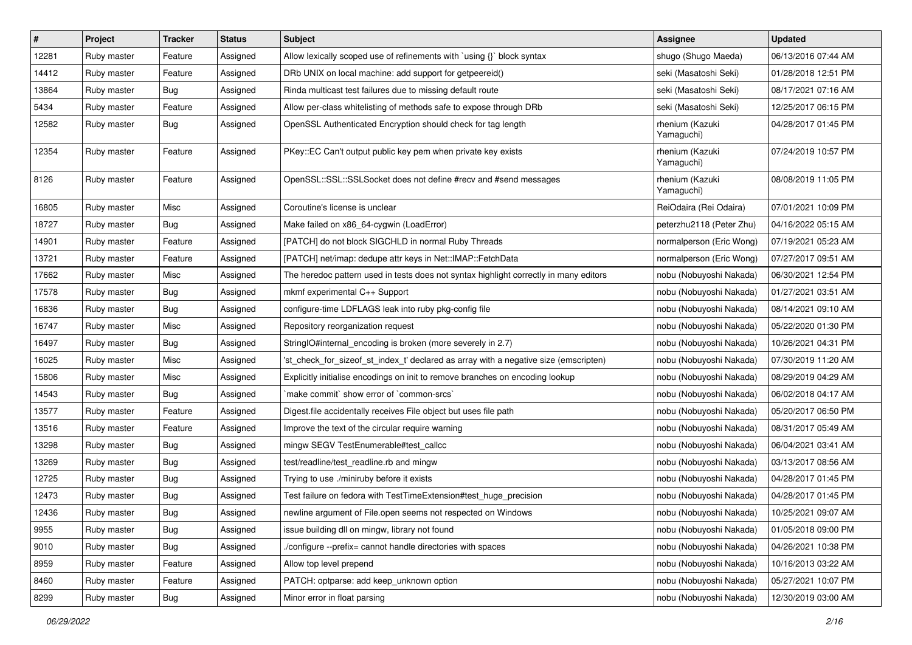| # | Project | Tracker | Status | Subject | Assignee | Updated |
|---|---|---|---|---|---|---|
| 12281 | Ruby master | Feature | Assigned | Allow lexically scoped use of refinements with `using {}` block syntax | shugo (Shugo Maeda) | 06/13/2016 07:44 AM |
| 14412 | Ruby master | Feature | Assigned | DRb UNIX on local machine: add support for getpeereid() | seki (Masatoshi Seki) | 01/28/2018 12:51 PM |
| 13864 | Ruby master | Bug | Assigned | Rinda multicast test failures due to missing default route | seki (Masatoshi Seki) | 08/17/2021 07:16 AM |
| 5434 | Ruby master | Feature | Assigned | Allow per-class whitelisting of methods safe to expose through DRb | seki (Masatoshi Seki) | 12/25/2017 06:15 PM |
| 12582 | Ruby master | Bug | Assigned | OpenSSL Authenticated Encryption should check for tag length | rhenium (Kazuki Yamaguchi) | 04/28/2017 01:45 PM |
| 12354 | Ruby master | Feature | Assigned | PKey::EC Can't output public key pem when private key exists | rhenium (Kazuki Yamaguchi) | 07/24/2019 10:57 PM |
| 8126 | Ruby master | Feature | Assigned | OpenSSL::SSL::SSLSocket does not define #recv and #send messages | rhenium (Kazuki Yamaguchi) | 08/08/2019 11:05 PM |
| 16805 | Ruby master | Misc | Assigned | Coroutine's license is unclear | ReiOdaira (Rei Odaira) | 07/01/2021 10:09 PM |
| 18727 | Ruby master | Bug | Assigned | Make failed on x86_64-cygwin (LoadError) | peterzhu2118 (Peter Zhu) | 04/16/2022 05:15 AM |
| 14901 | Ruby master | Feature | Assigned | [PATCH] do not block SIGCHLD in normal Ruby Threads | normalperson (Eric Wong) | 07/19/2021 05:23 AM |
| 13721 | Ruby master | Feature | Assigned | [PATCH] net/imap: dedupe attr keys in Net::IMAP::FetchData | normalperson (Eric Wong) | 07/27/2017 09:51 AM |
| 17662 | Ruby master | Misc | Assigned | The heredoc pattern used in tests does not syntax highlight correctly in many editors | nobu (Nobuyoshi Nakada) | 06/30/2021 12:54 PM |
| 17578 | Ruby master | Bug | Assigned | mkmf experimental C++ Support | nobu (Nobuyoshi Nakada) | 01/27/2021 03:51 AM |
| 16836 | Ruby master | Bug | Assigned | configure-time LDFLAGS leak into ruby pkg-config file | nobu (Nobuyoshi Nakada) | 08/14/2021 09:10 AM |
| 16747 | Ruby master | Misc | Assigned | Repository reorganization request | nobu (Nobuyoshi Nakada) | 05/22/2020 01:30 PM |
| 16497 | Ruby master | Bug | Assigned | StringIO#internal_encoding is broken (more severely in 2.7) | nobu (Nobuyoshi Nakada) | 10/26/2021 04:31 PM |
| 16025 | Ruby master | Misc | Assigned | 'st_check_for_sizeof_st_index_t' declared as array with a negative size (emscripten) | nobu (Nobuyoshi Nakada) | 07/30/2019 11:20 AM |
| 15806 | Ruby master | Misc | Assigned | Explicitly initialise encodings on init to remove branches on encoding lookup | nobu (Nobuyoshi Nakada) | 08/29/2019 04:29 AM |
| 14543 | Ruby master | Bug | Assigned | `make commit` show error of `common-srcs` | nobu (Nobuyoshi Nakada) | 06/02/2018 04:17 AM |
| 13577 | Ruby master | Feature | Assigned | Digest.file accidentally receives File object but uses file path | nobu (Nobuyoshi Nakada) | 05/20/2017 06:50 PM |
| 13516 | Ruby master | Feature | Assigned | Improve the text of the circular require warning | nobu (Nobuyoshi Nakada) | 08/31/2017 05:49 AM |
| 13298 | Ruby master | Bug | Assigned | mingw SEGV TestEnumerable#test_callcc | nobu (Nobuyoshi Nakada) | 06/04/2021 03:41 AM |
| 13269 | Ruby master | Bug | Assigned | test/readline/test_readline.rb and mingw | nobu (Nobuyoshi Nakada) | 03/13/2017 08:56 AM |
| 12725 | Ruby master | Bug | Assigned | Trying to use ./miniruby before it exists | nobu (Nobuyoshi Nakada) | 04/28/2017 01:45 PM |
| 12473 | Ruby master | Bug | Assigned | Test failure on fedora with TestTimeExtension#test_huge_precision | nobu (Nobuyoshi Nakada) | 04/28/2017 01:45 PM |
| 12436 | Ruby master | Bug | Assigned | newline argument of File.open seems not respected on Windows | nobu (Nobuyoshi Nakada) | 10/25/2021 09:07 AM |
| 9955 | Ruby master | Bug | Assigned | issue building dll on mingw, library not found | nobu (Nobuyoshi Nakada) | 01/05/2018 09:00 PM |
| 9010 | Ruby master | Bug | Assigned | ./configure --prefix= cannot handle directories with spaces | nobu (Nobuyoshi Nakada) | 04/26/2021 10:38 PM |
| 8959 | Ruby master | Feature | Assigned | Allow top level prepend | nobu (Nobuyoshi Nakada) | 10/16/2013 03:22 AM |
| 8460 | Ruby master | Feature | Assigned | PATCH: optparse: add keep_unknown option | nobu (Nobuyoshi Nakada) | 05/27/2021 10:07 PM |
| 8299 | Ruby master | Bug | Assigned | Minor error in float parsing | nobu (Nobuyoshi Nakada) | 12/30/2019 03:00 AM |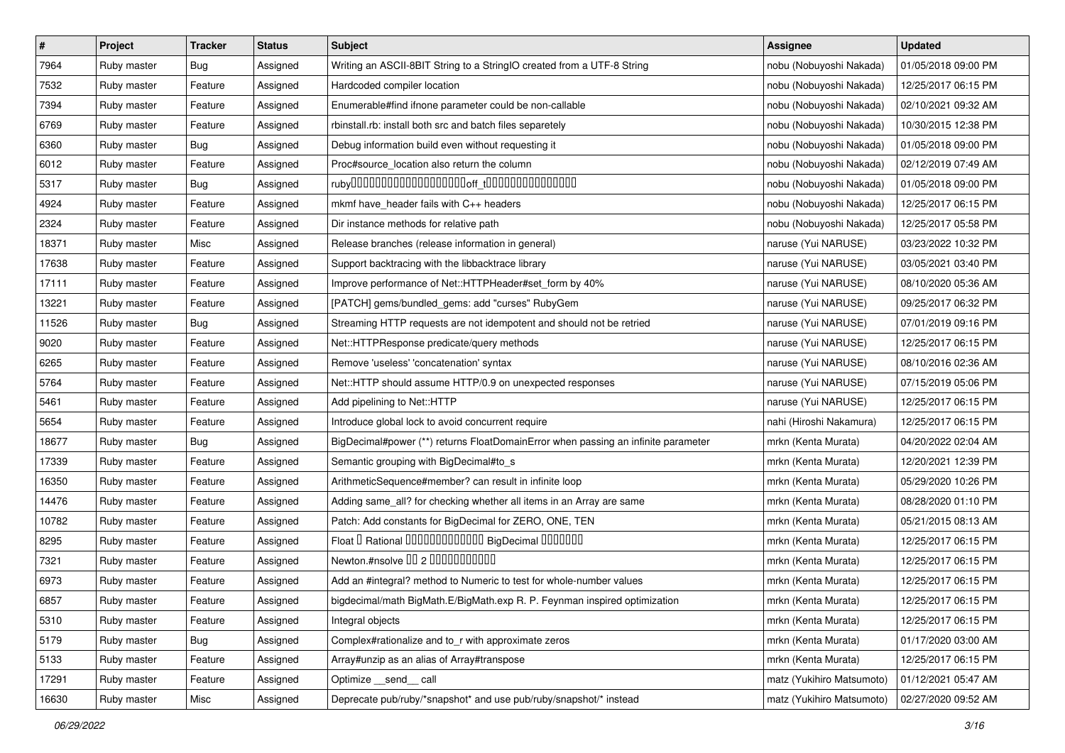| # | Project | Tracker | Status | Subject | Assignee | Updated |
|---|---|---|---|---|---|---|
| 7964 | Ruby master | Bug | Assigned | Writing an ASCII-8BIT String to a StringIO created from a UTF-8 String | nobu (Nobuyoshi Nakada) | 01/05/2018 09:00 PM |
| 7532 | Ruby master | Feature | Assigned | Hardcoded compiler location | nobu (Nobuyoshi Nakada) | 12/25/2017 06:15 PM |
| 7394 | Ruby master | Feature | Assigned | Enumerable#find ifnone parameter could be non-callable | nobu (Nobuyoshi Nakada) | 02/10/2021 09:32 AM |
| 6769 | Ruby master | Feature | Assigned | rbinstall.rb: install both src and batch files separetely | nobu (Nobuyoshi Nakada) | 10/30/2015 12:38 PM |
| 6360 | Ruby master | Bug | Assigned | Debug information build even without requesting it | nobu (Nobuyoshi Nakada) | 01/05/2018 09:00 PM |
| 6012 | Ruby master | Feature | Assigned | Proc#source_location also return the column | nobu (Nobuyoshi Nakada) | 02/12/2019 07:49 AM |
| 5317 | Ruby master | Bug | Assigned | ruby□□□□□□□□□□□□□□□□□□□□off_t□□□□□□□□□□□□□□□□ | nobu (Nobuyoshi Nakada) | 01/05/2018 09:00 PM |
| 4924 | Ruby master | Feature | Assigned | mkmf have_header fails with C++ headers | nobu (Nobuyoshi Nakada) | 12/25/2017 06:15 PM |
| 2324 | Ruby master | Feature | Assigned | Dir instance methods for relative path | nobu (Nobuyoshi Nakada) | 12/25/2017 05:58 PM |
| 18371 | Ruby master | Misc | Assigned | Release branches (release information in general) | naruse (Yui NARUSE) | 03/23/2022 10:32 PM |
| 17638 | Ruby master | Feature | Assigned | Support backtracing with the libbacktrace library | naruse (Yui NARUSE) | 03/05/2021 03:40 PM |
| 17111 | Ruby master | Feature | Assigned | Improve performance of Net::HTTPHeader#set_form by 40% | naruse (Yui NARUSE) | 08/10/2020 05:36 AM |
| 13221 | Ruby master | Feature | Assigned | [PATCH] gems/bundled_gems: add "curses" RubyGem | naruse (Yui NARUSE) | 09/25/2017 06:32 PM |
| 11526 | Ruby master | Bug | Assigned | Streaming HTTP requests are not idempotent and should not be retried | naruse (Yui NARUSE) | 07/01/2019 09:16 PM |
| 9020 | Ruby master | Feature | Assigned | Net::HTTPResponse predicate/query methods | naruse (Yui NARUSE) | 12/25/2017 06:15 PM |
| 6265 | Ruby master | Feature | Assigned | Remove 'useless' 'concatenation' syntax | naruse (Yui NARUSE) | 08/10/2016 02:36 AM |
| 5764 | Ruby master | Feature | Assigned | Net::HTTP should assume HTTP/0.9 on unexpected responses | naruse (Yui NARUSE) | 07/15/2019 05:06 PM |
| 5461 | Ruby master | Feature | Assigned | Add pipelining to Net::HTTP | naruse (Yui NARUSE) | 12/25/2017 06:15 PM |
| 5654 | Ruby master | Feature | Assigned | Introduce global lock to avoid concurrent require | nahi (Hiroshi Nakamura) | 12/25/2017 06:15 PM |
| 18677 | Ruby master | Bug | Assigned | BigDecimal#power (**) returns FloatDomainError when passing an infinite parameter | mrkn (Kenta Murata) | 04/20/2022 02:04 AM |
| 17339 | Ruby master | Feature | Assigned | Semantic grouping with BigDecimal#to_s | mrkn (Kenta Murata) | 12/20/2021 12:39 PM |
| 16350 | Ruby master | Feature | Assigned | ArithmeticSequence#member? can result in infinite loop | mrkn (Kenta Murata) | 05/29/2020 10:26 PM |
| 14476 | Ruby master | Feature | Assigned | Adding same_all? for checking whether all items in an Array are same | mrkn (Kenta Murata) | 08/28/2020 01:10 PM |
| 10782 | Ruby master | Feature | Assigned | Patch: Add constants for BigDecimal for ZERO, ONE, TEN | mrkn (Kenta Murata) | 05/21/2015 08:13 AM |
| 8295 | Ruby master | Feature | Assigned | Float □ Rational □□□□□□□□□□□□□ BigDecimal □□□□□□□ | mrkn (Kenta Murata) | 12/25/2017 06:15 PM |
| 7321 | Ruby master | Feature | Assigned | Newton.#nsolve □□ 2 □□□□□□□□□□□ | mrkn (Kenta Murata) | 12/25/2017 06:15 PM |
| 6973 | Ruby master | Feature | Assigned | Add an #integral? method to Numeric to test for whole-number values | mrkn (Kenta Murata) | 12/25/2017 06:15 PM |
| 6857 | Ruby master | Feature | Assigned | bigdecimal/math BigMath.E/BigMath.exp R. P. Feynman inspired optimization | mrkn (Kenta Murata) | 12/25/2017 06:15 PM |
| 5310 | Ruby master | Feature | Assigned | Integral objects | mrkn (Kenta Murata) | 12/25/2017 06:15 PM |
| 5179 | Ruby master | Bug | Assigned | Complex#rationalize and to_r with approximate zeros | mrkn (Kenta Murata) | 01/17/2020 03:00 AM |
| 5133 | Ruby master | Feature | Assigned | Array#unzip as an alias of Array#transpose | mrkn (Kenta Murata) | 12/25/2017 06:15 PM |
| 17291 | Ruby master | Feature | Assigned | Optimize __send__ call | matz (Yukihiro Matsumoto) | 01/12/2021 05:47 AM |
| 16630 | Ruby master | Misc | Assigned | Deprecate pub/ruby/*snapshot* and use pub/ruby/snapshot/* instead | matz (Yukihiro Matsumoto) | 02/27/2020 09:52 AM |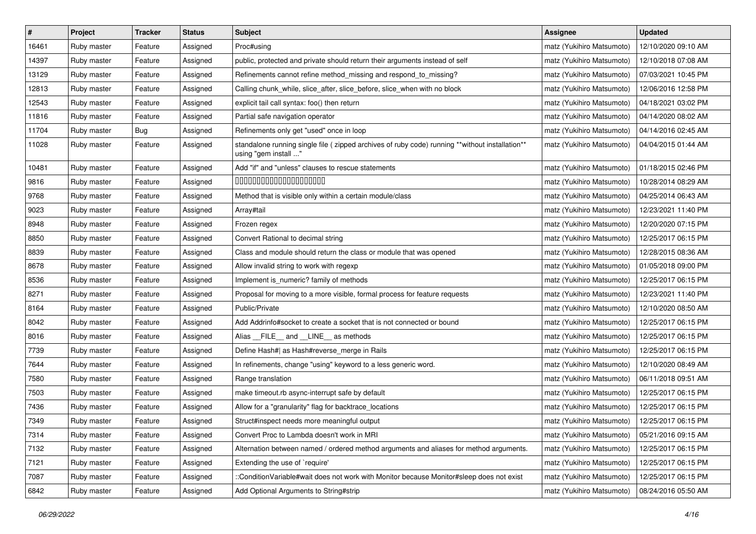| # | Project | Tracker | Status | Subject | Assignee | Updated |
| --- | --- | --- | --- | --- | --- | --- |
| 16461 | Ruby master | Feature | Assigned | Proc#using | matz (Yukihiro Matsumoto) | 12/10/2020 09:10 AM |
| 14397 | Ruby master | Feature | Assigned | public, protected and private should return their arguments instead of self | matz (Yukihiro Matsumoto) | 12/10/2018 07:08 AM |
| 13129 | Ruby master | Feature | Assigned | Refinements cannot refine method_missing and respond_to_missing? | matz (Yukihiro Matsumoto) | 07/03/2021 10:45 PM |
| 12813 | Ruby master | Feature | Assigned | Calling chunk_while, slice_after, slice_before, slice_when with no block | matz (Yukihiro Matsumoto) | 12/06/2016 12:58 PM |
| 12543 | Ruby master | Feature | Assigned | explicit tail call syntax: foo() then return | matz (Yukihiro Matsumoto) | 04/18/2021 03:02 PM |
| 11816 | Ruby master | Feature | Assigned | Partial safe navigation operator | matz (Yukihiro Matsumoto) | 04/14/2020 08:02 AM |
| 11704 | Ruby master | Bug | Assigned | Refinements only get "used" once in loop | matz (Yukihiro Matsumoto) | 04/14/2016 02:45 AM |
| 11028 | Ruby master | Feature | Assigned | standalone running single file ( zipped archives of ruby code) running **without installation** using "gem install ..." | matz (Yukihiro Matsumoto) | 04/04/2015 01:44 AM |
| 10481 | Ruby master | Feature | Assigned | Add "if" and "unless" clauses to rescue statements | matz (Yukihiro Matsumoto) | 01/18/2015 02:46 PM |
| 9816 | Ruby master | Feature | Assigned | 0000000000000000000000 | matz (Yukihiro Matsumoto) | 10/28/2014 08:29 AM |
| 9768 | Ruby master | Feature | Assigned | Method that is visible only within a certain module/class | matz (Yukihiro Matsumoto) | 04/25/2014 06:43 AM |
| 9023 | Ruby master | Feature | Assigned | Array#tail | matz (Yukihiro Matsumoto) | 12/23/2021 11:40 PM |
| 8948 | Ruby master | Feature | Assigned | Frozen regex | matz (Yukihiro Matsumoto) | 12/20/2020 07:15 PM |
| 8850 | Ruby master | Feature | Assigned | Convert Rational to decimal string | matz (Yukihiro Matsumoto) | 12/25/2017 06:15 PM |
| 8839 | Ruby master | Feature | Assigned | Class and module should return the class or module that was opened | matz (Yukihiro Matsumoto) | 12/28/2015 08:36 AM |
| 8678 | Ruby master | Feature | Assigned | Allow invalid string to work with regexp | matz (Yukihiro Matsumoto) | 01/05/2018 09:00 PM |
| 8536 | Ruby master | Feature | Assigned | Implement is_numeric? family of methods | matz (Yukihiro Matsumoto) | 12/25/2017 06:15 PM |
| 8271 | Ruby master | Feature | Assigned | Proposal for moving to a more visible, formal process for feature requests | matz (Yukihiro Matsumoto) | 12/23/2021 11:40 PM |
| 8164 | Ruby master | Feature | Assigned | Public/Private | matz (Yukihiro Matsumoto) | 12/10/2020 08:50 AM |
| 8042 | Ruby master | Feature | Assigned | Add Addrinfo#socket to create a socket that is not connected or bound | matz (Yukihiro Matsumoto) | 12/25/2017 06:15 PM |
| 8016 | Ruby master | Feature | Assigned | Alias __FILE__ and __LINE__ as methods | matz (Yukihiro Matsumoto) | 12/25/2017 06:15 PM |
| 7739 | Ruby master | Feature | Assigned | Define Hash#\| as Hash#reverse_merge in Rails | matz (Yukihiro Matsumoto) | 12/25/2017 06:15 PM |
| 7644 | Ruby master | Feature | Assigned | In refinements, change "using" keyword to a less generic word. | matz (Yukihiro Matsumoto) | 12/10/2020 08:49 AM |
| 7580 | Ruby master | Feature | Assigned | Range translation | matz (Yukihiro Matsumoto) | 06/11/2018 09:51 AM |
| 7503 | Ruby master | Feature | Assigned | make timeout.rb async-interrupt safe by default | matz (Yukihiro Matsumoto) | 12/25/2017 06:15 PM |
| 7436 | Ruby master | Feature | Assigned | Allow for a "granularity" flag for backtrace_locations | matz (Yukihiro Matsumoto) | 12/25/2017 06:15 PM |
| 7349 | Ruby master | Feature | Assigned | Struct#inspect needs more meaningful output | matz (Yukihiro Matsumoto) | 12/25/2017 06:15 PM |
| 7314 | Ruby master | Feature | Assigned | Convert Proc to Lambda doesn't work in MRI | matz (Yukihiro Matsumoto) | 05/21/2016 09:15 AM |
| 7132 | Ruby master | Feature | Assigned | Alternation between named / ordered method arguments and aliases for method arguments. | matz (Yukihiro Matsumoto) | 12/25/2017 06:15 PM |
| 7121 | Ruby master | Feature | Assigned | Extending the use of `require' | matz (Yukihiro Matsumoto) | 12/25/2017 06:15 PM |
| 7087 | Ruby master | Feature | Assigned | ::ConditionVariable#wait does not work with Monitor because Monitor#sleep does not exist | matz (Yukihiro Matsumoto) | 12/25/2017 06:15 PM |
| 6842 | Ruby master | Feature | Assigned | Add Optional Arguments to String#strip | matz (Yukihiro Matsumoto) | 08/24/2016 05:50 AM |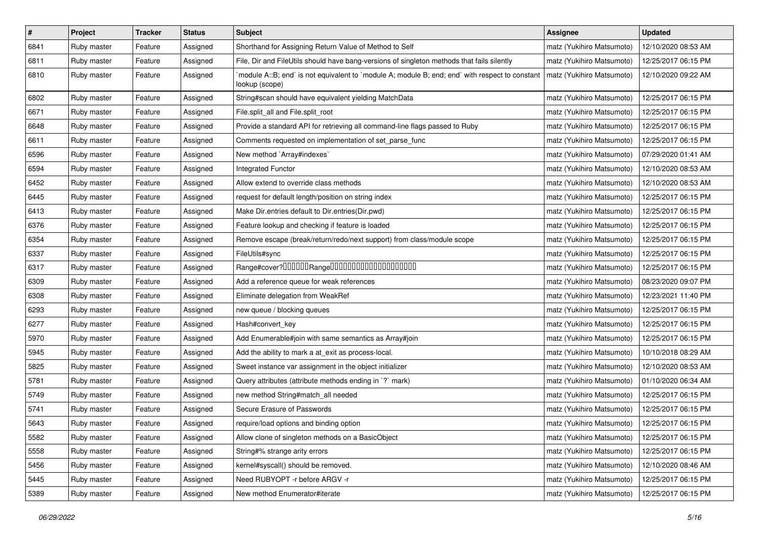| # | Project | Tracker | Status | Subject | Assignee | Updated |
|---|---|---|---|---|---|---|
| 6841 | Ruby master | Feature | Assigned | Shorthand for Assigning Return Value of Method to Self | matz (Yukihiro Matsumoto) | 12/10/2020 08:53 AM |
| 6811 | Ruby master | Feature | Assigned | File, Dir and FileUtils should have bang-versions of singleton methods that fails silently | matz (Yukihiro Matsumoto) | 12/25/2017 06:15 PM |
| 6810 | Ruby master | Feature | Assigned | `module A::B; end` is not equivalent to `module A; module B; end; end` with respect to constant lookup (scope) | matz (Yukihiro Matsumoto) | 12/10/2020 09:22 AM |
| 6802 | Ruby master | Feature | Assigned | String#scan should have equivalent yielding MatchData | matz (Yukihiro Matsumoto) | 12/25/2017 06:15 PM |
| 6671 | Ruby master | Feature | Assigned | File.split_all and File.split_root | matz (Yukihiro Matsumoto) | 12/25/2017 06:15 PM |
| 6648 | Ruby master | Feature | Assigned | Provide a standard API for retrieving all command-line flags passed to Ruby | matz (Yukihiro Matsumoto) | 12/25/2017 06:15 PM |
| 6611 | Ruby master | Feature | Assigned | Comments requested on implementation of set_parse_func | matz (Yukihiro Matsumoto) | 12/25/2017 06:15 PM |
| 6596 | Ruby master | Feature | Assigned | New method `Array#indexes` | matz (Yukihiro Matsumoto) | 07/29/2020 01:41 AM |
| 6594 | Ruby master | Feature | Assigned | Integrated Functor | matz (Yukihiro Matsumoto) | 12/10/2020 08:53 AM |
| 6452 | Ruby master | Feature | Assigned | Allow extend to override class methods | matz (Yukihiro Matsumoto) | 12/10/2020 08:53 AM |
| 6445 | Ruby master | Feature | Assigned | request for default length/position on string index | matz (Yukihiro Matsumoto) | 12/25/2017 06:15 PM |
| 6413 | Ruby master | Feature | Assigned | Make Dir.entries default to Dir.entries(Dir.pwd) | matz (Yukihiro Matsumoto) | 12/25/2017 06:15 PM |
| 6376 | Ruby master | Feature | Assigned | Feature lookup and checking if feature is loaded | matz (Yukihiro Matsumoto) | 12/25/2017 06:15 PM |
| 6354 | Ruby master | Feature | Assigned | Remove escape (break/return/redo/next support) from class/module scope | matz (Yukihiro Matsumoto) | 12/25/2017 06:15 PM |
| 6337 | Ruby master | Feature | Assigned | FileUtils#sync | matz (Yukihiro Matsumoto) | 12/25/2017 06:15 PM |
| 6317 | Ruby master | Feature | Assigned | Range#cover?□□□□□□Range□□□□□□□□□□□□□□□□□□□□ | matz (Yukihiro Matsumoto) | 12/25/2017 06:15 PM |
| 6309 | Ruby master | Feature | Assigned | Add a reference queue for weak references | matz (Yukihiro Matsumoto) | 08/23/2020 09:07 PM |
| 6308 | Ruby master | Feature | Assigned | Eliminate delegation from WeakRef | matz (Yukihiro Matsumoto) | 12/23/2021 11:40 PM |
| 6293 | Ruby master | Feature | Assigned | new queue / blocking queues | matz (Yukihiro Matsumoto) | 12/25/2017 06:15 PM |
| 6277 | Ruby master | Feature | Assigned | Hash#convert_key | matz (Yukihiro Matsumoto) | 12/25/2017 06:15 PM |
| 5970 | Ruby master | Feature | Assigned | Add Enumerable#join with same semantics as Array#join | matz (Yukihiro Matsumoto) | 12/25/2017 06:15 PM |
| 5945 | Ruby master | Feature | Assigned | Add the ability to mark a at_exit as process-local. | matz (Yukihiro Matsumoto) | 10/10/2018 08:29 AM |
| 5825 | Ruby master | Feature | Assigned | Sweet instance var assignment in the object initializer | matz (Yukihiro Matsumoto) | 12/10/2020 08:53 AM |
| 5781 | Ruby master | Feature | Assigned | Query attributes (attribute methods ending in `?` mark) | matz (Yukihiro Matsumoto) | 01/10/2020 06:34 AM |
| 5749 | Ruby master | Feature | Assigned | new method String#match_all needed | matz (Yukihiro Matsumoto) | 12/25/2017 06:15 PM |
| 5741 | Ruby master | Feature | Assigned | Secure Erasure of Passwords | matz (Yukihiro Matsumoto) | 12/25/2017 06:15 PM |
| 5643 | Ruby master | Feature | Assigned | require/load options and binding option | matz (Yukihiro Matsumoto) | 12/25/2017 06:15 PM |
| 5582 | Ruby master | Feature | Assigned | Allow clone of singleton methods on a BasicObject | matz (Yukihiro Matsumoto) | 12/25/2017 06:15 PM |
| 5558 | Ruby master | Feature | Assigned | String#% strange arity errors | matz (Yukihiro Matsumoto) | 12/25/2017 06:15 PM |
| 5456 | Ruby master | Feature | Assigned | kernel#syscall() should be removed. | matz (Yukihiro Matsumoto) | 12/10/2020 08:46 AM |
| 5445 | Ruby master | Feature | Assigned | Need RUBYOPT -r before ARGV -r | matz (Yukihiro Matsumoto) | 12/25/2017 06:15 PM |
| 5389 | Ruby master | Feature | Assigned | New method Enumerator#iterate | matz (Yukihiro Matsumoto) | 12/25/2017 06:15 PM |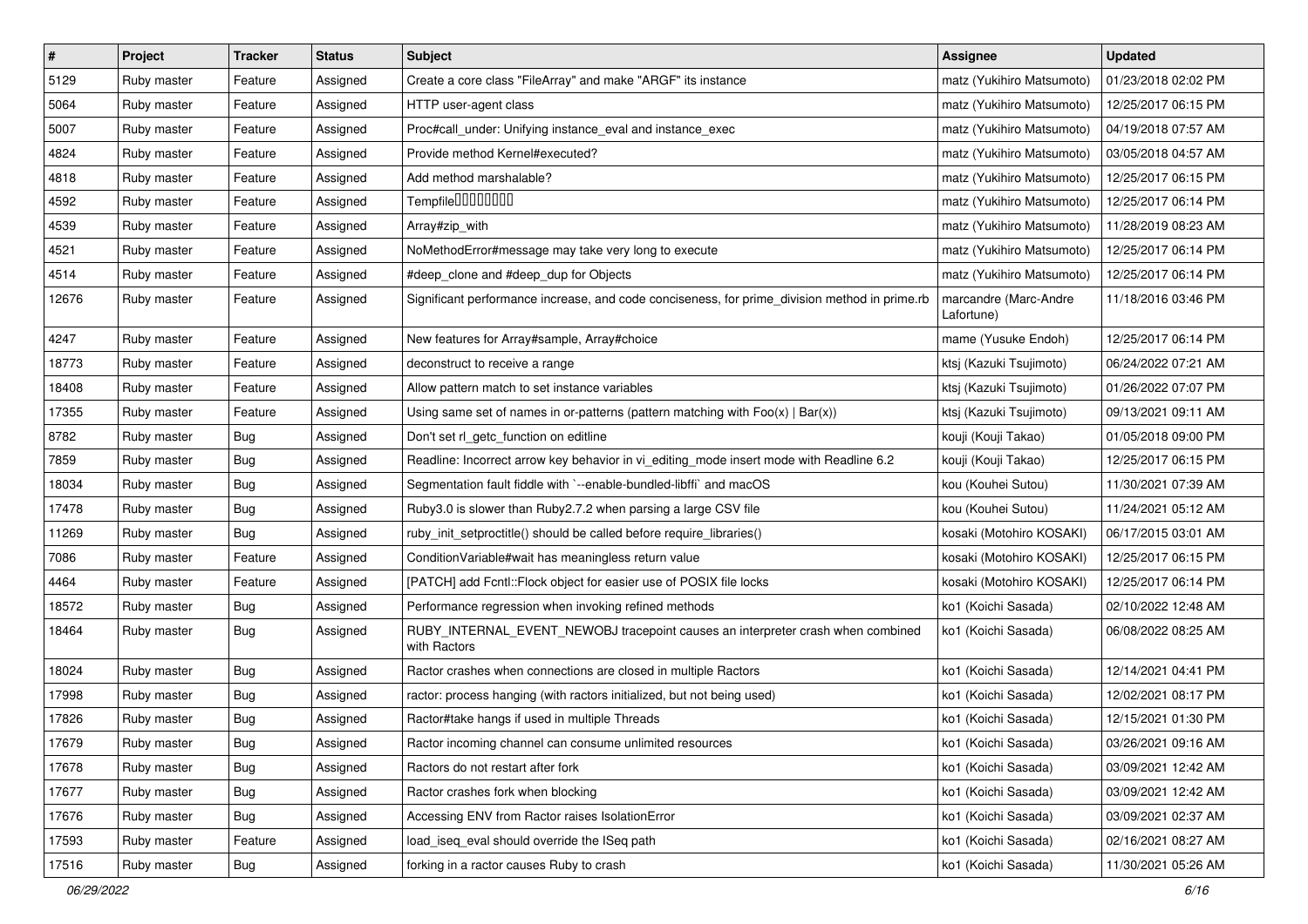| # | Project | Tracker | Status | Subject | Assignee | Updated |
|---|---|---|---|---|---|---|
| 5129 | Ruby master | Feature | Assigned | Create a core class "FileArray" and make "ARGF" its instance | matz (Yukihiro Matsumoto) | 01/23/2018 02:02 PM |
| 5064 | Ruby master | Feature | Assigned | HTTP user-agent class | matz (Yukihiro Matsumoto) | 12/25/2017 06:15 PM |
| 5007 | Ruby master | Feature | Assigned | Proc#call_under: Unifying instance_eval and instance_exec | matz (Yukihiro Matsumoto) | 04/19/2018 07:57 AM |
| 4824 | Ruby master | Feature | Assigned | Provide method Kernel#executed? | matz (Yukihiro Matsumoto) | 03/05/2018 04:57 AM |
| 4818 | Ruby master | Feature | Assigned | Add method marshalable? | matz (Yukihiro Matsumoto) | 12/25/2017 06:15 PM |
| 4592 | Ruby master | Feature | Assigned | Tempfile�������� | matz (Yukihiro Matsumoto) | 12/25/2017 06:14 PM |
| 4539 | Ruby master | Feature | Assigned | Array#zip_with | matz (Yukihiro Matsumoto) | 11/28/2019 08:23 AM |
| 4521 | Ruby master | Feature | Assigned | NoMethodError#message may take very long to execute | matz (Yukihiro Matsumoto) | 12/25/2017 06:14 PM |
| 4514 | Ruby master | Feature | Assigned | #deep_clone and #deep_dup for Objects | matz (Yukihiro Matsumoto) | 12/25/2017 06:14 PM |
| 12676 | Ruby master | Feature | Assigned | Significant performance increase, and code conciseness, for prime_division method in prime.rb | marcandre (Marc-Andre Lafortune) | 11/18/2016 03:46 PM |
| 4247 | Ruby master | Feature | Assigned | New features for Array#sample, Array#choice | mame (Yusuke Endoh) | 12/25/2017 06:14 PM |
| 18773 | Ruby master | Feature | Assigned | deconstruct to receive a range | ktsj (Kazuki Tsujimoto) | 06/24/2022 07:21 AM |
| 18408 | Ruby master | Feature | Assigned | Allow pattern match to set instance variables | ktsj (Kazuki Tsujimoto) | 01/26/2022 07:07 PM |
| 17355 | Ruby master | Feature | Assigned | Using same set of names in or-patterns (pattern matching with Foo(x) \| Bar(x)) | ktsj (Kazuki Tsujimoto) | 09/13/2021 09:11 AM |
| 8782 | Ruby master | Bug | Assigned | Don't set rl_getc_function on editline | kouji (Kouji Takao) | 01/05/2018 09:00 PM |
| 7859 | Ruby master | Bug | Assigned | Readline: Incorrect arrow key behavior in vi_editing_mode insert mode with Readline 6.2 | kouji (Kouji Takao) | 12/25/2017 06:15 PM |
| 18034 | Ruby master | Bug | Assigned | Segmentation fault fiddle with `--enable-bundled-libffi` and macOS | kou (Kouhei Sutou) | 11/30/2021 07:39 AM |
| 17478 | Ruby master | Bug | Assigned | Ruby3.0 is slower than Ruby2.7.2 when parsing a large CSV file | kou (Kouhei Sutou) | 11/24/2021 05:12 AM |
| 11269 | Ruby master | Bug | Assigned | ruby_init_setproctitle() should be called before require_libraries() | kosaki (Motohiro KOSAKI) | 06/17/2015 03:01 AM |
| 7086 | Ruby master | Feature | Assigned | ConditionVariable#wait has meaningless return value | kosaki (Motohiro KOSAKI) | 12/25/2017 06:15 PM |
| 4464 | Ruby master | Feature | Assigned | [PATCH] add Fcntl::Flock object for easier use of POSIX file locks | kosaki (Motohiro KOSAKI) | 12/25/2017 06:14 PM |
| 18572 | Ruby master | Bug | Assigned | Performance regression when invoking refined methods | ko1 (Koichi Sasada) | 02/10/2022 12:48 AM |
| 18464 | Ruby master | Bug | Assigned | RUBY_INTERNAL_EVENT_NEWOBJ tracepoint causes an interpreter crash when combined with Ractors | ko1 (Koichi Sasada) | 06/08/2022 08:25 AM |
| 18024 | Ruby master | Bug | Assigned | Ractor crashes when connections are closed in multiple Ractors | ko1 (Koichi Sasada) | 12/14/2021 04:41 PM |
| 17998 | Ruby master | Bug | Assigned | ractor: process hanging (with ractors initialized, but not being used) | ko1 (Koichi Sasada) | 12/02/2021 08:17 PM |
| 17826 | Ruby master | Bug | Assigned | Ractor#take hangs if used in multiple Threads | ko1 (Koichi Sasada) | 12/15/2021 01:30 PM |
| 17679 | Ruby master | Bug | Assigned | Ractor incoming channel can consume unlimited resources | ko1 (Koichi Sasada) | 03/26/2021 09:16 AM |
| 17678 | Ruby master | Bug | Assigned | Ractors do not restart after fork | ko1 (Koichi Sasada) | 03/09/2021 12:42 AM |
| 17677 | Ruby master | Bug | Assigned | Ractor crashes fork when blocking | ko1 (Koichi Sasada) | 03/09/2021 12:42 AM |
| 17676 | Ruby master | Bug | Assigned | Accessing ENV from Ractor raises IsolationError | ko1 (Koichi Sasada) | 03/09/2021 02:37 AM |
| 17593 | Ruby master | Feature | Assigned | load_iseq_eval should override the ISeq path | ko1 (Koichi Sasada) | 02/16/2021 08:27 AM |
| 17516 | Ruby master | Bug | Assigned | forking in a ractor causes Ruby to crash | ko1 (Koichi Sasada) | 11/30/2021 05:26 AM |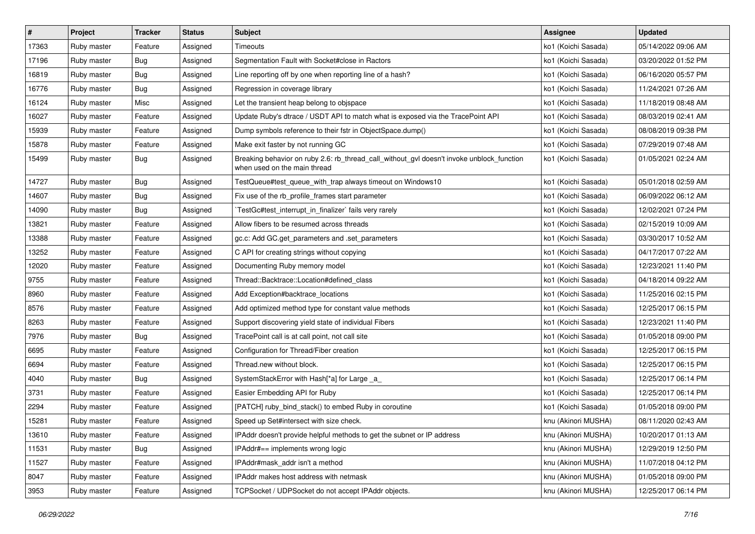| # | Project | Tracker | Status | Subject | Assignee | Updated |
|---|---|---|---|---|---|---|
| 17363 | Ruby master | Feature | Assigned | Timeouts | ko1 (Koichi Sasada) | 05/14/2022 09:06 AM |
| 17196 | Ruby master | Bug | Assigned | Segmentation Fault with Socket#close in Ractors | ko1 (Koichi Sasada) | 03/20/2022 01:52 PM |
| 16819 | Ruby master | Bug | Assigned | Line reporting off by one when reporting line of a hash? | ko1 (Koichi Sasada) | 06/16/2020 05:57 PM |
| 16776 | Ruby master | Bug | Assigned | Regression in coverage library | ko1 (Koichi Sasada) | 11/24/2021 07:26 AM |
| 16124 | Ruby master | Misc | Assigned | Let the transient heap belong to objspace | ko1 (Koichi Sasada) | 11/18/2019 08:48 AM |
| 16027 | Ruby master | Feature | Assigned | Update Ruby's dtrace / USDT API to match what is exposed via the TracePoint API | ko1 (Koichi Sasada) | 08/03/2019 02:41 AM |
| 15939 | Ruby master | Feature | Assigned | Dump symbols reference to their fstr in ObjectSpace.dump() | ko1 (Koichi Sasada) | 08/08/2019 09:38 PM |
| 15878 | Ruby master | Feature | Assigned | Make exit faster by not running GC | ko1 (Koichi Sasada) | 07/29/2019 07:48 AM |
| 15499 | Ruby master | Bug | Assigned | Breaking behavior on ruby 2.6: rb_thread_call_without_gvl doesn't invoke unblock_function when used on the main thread | ko1 (Koichi Sasada) | 01/05/2021 02:24 AM |
| 14727 | Ruby master | Bug | Assigned | TestQueue#test_queue_with_trap always timeout on Windows10 | ko1 (Koichi Sasada) | 05/01/2018 02:59 AM |
| 14607 | Ruby master | Bug | Assigned | Fix use of the rb_profile_frames start parameter | ko1 (Koichi Sasada) | 06/09/2022 06:12 AM |
| 14090 | Ruby master | Bug | Assigned | `TestGc#test_interrupt_in_finalizer` fails very rarely | ko1 (Koichi Sasada) | 12/02/2021 07:24 PM |
| 13821 | Ruby master | Feature | Assigned | Allow fibers to be resumed across threads | ko1 (Koichi Sasada) | 02/15/2019 10:09 AM |
| 13388 | Ruby master | Feature | Assigned | gc.c: Add GC.get_parameters and .set_parameters | ko1 (Koichi Sasada) | 03/30/2017 10:52 AM |
| 13252 | Ruby master | Feature | Assigned | C API for creating strings without copying | ko1 (Koichi Sasada) | 04/17/2017 07:22 AM |
| 12020 | Ruby master | Feature | Assigned | Documenting Ruby memory model | ko1 (Koichi Sasada) | 12/23/2021 11:40 PM |
| 9755 | Ruby master | Feature | Assigned | Thread::Backtrace::Location#defined_class | ko1 (Koichi Sasada) | 04/18/2014 09:22 AM |
| 8960 | Ruby master | Feature | Assigned | Add Exception#backtrace_locations | ko1 (Koichi Sasada) | 11/25/2016 02:15 PM |
| 8576 | Ruby master | Feature | Assigned | Add optimized method type for constant value methods | ko1 (Koichi Sasada) | 12/25/2017 06:15 PM |
| 8263 | Ruby master | Feature | Assigned | Support discovering yield state of individual Fibers | ko1 (Koichi Sasada) | 12/23/2021 11:40 PM |
| 7976 | Ruby master | Bug | Assigned | TracePoint call is at call point, not call site | ko1 (Koichi Sasada) | 01/05/2018 09:00 PM |
| 6695 | Ruby master | Feature | Assigned | Configuration for Thread/Fiber creation | ko1 (Koichi Sasada) | 12/25/2017 06:15 PM |
| 6694 | Ruby master | Feature | Assigned | Thread.new without block. | ko1 (Koichi Sasada) | 12/25/2017 06:15 PM |
| 4040 | Ruby master | Bug | Assigned | SystemStackError with Hash[*a] for Large _a_ | ko1 (Koichi Sasada) | 12/25/2017 06:14 PM |
| 3731 | Ruby master | Feature | Assigned | Easier Embedding API for Ruby | ko1 (Koichi Sasada) | 12/25/2017 06:14 PM |
| 2294 | Ruby master | Feature | Assigned | [PATCH] ruby_bind_stack() to embed Ruby in coroutine | ko1 (Koichi Sasada) | 01/05/2018 09:00 PM |
| 15281 | Ruby master | Feature | Assigned | Speed up Set#intersect with size check. | knu (Akinori MUSHA) | 08/11/2020 02:43 AM |
| 13610 | Ruby master | Feature | Assigned | IPAddr doesn't provide helpful methods to get the subnet or IP address | knu (Akinori MUSHA) | 10/20/2017 01:13 AM |
| 11531 | Ruby master | Bug | Assigned | IPAddr#== implements wrong logic | knu (Akinori MUSHA) | 12/29/2019 12:50 PM |
| 11527 | Ruby master | Feature | Assigned | IPAddr#mask_addr isn't a method | knu (Akinori MUSHA) | 11/07/2018 04:12 PM |
| 8047 | Ruby master | Feature | Assigned | IPAddr makes host address with netmask | knu (Akinori MUSHA) | 01/05/2018 09:00 PM |
| 3953 | Ruby master | Feature | Assigned | TCPSocket / UDPSocket do not accept IPAddr objects. | knu (Akinori MUSHA) | 12/25/2017 06:14 PM |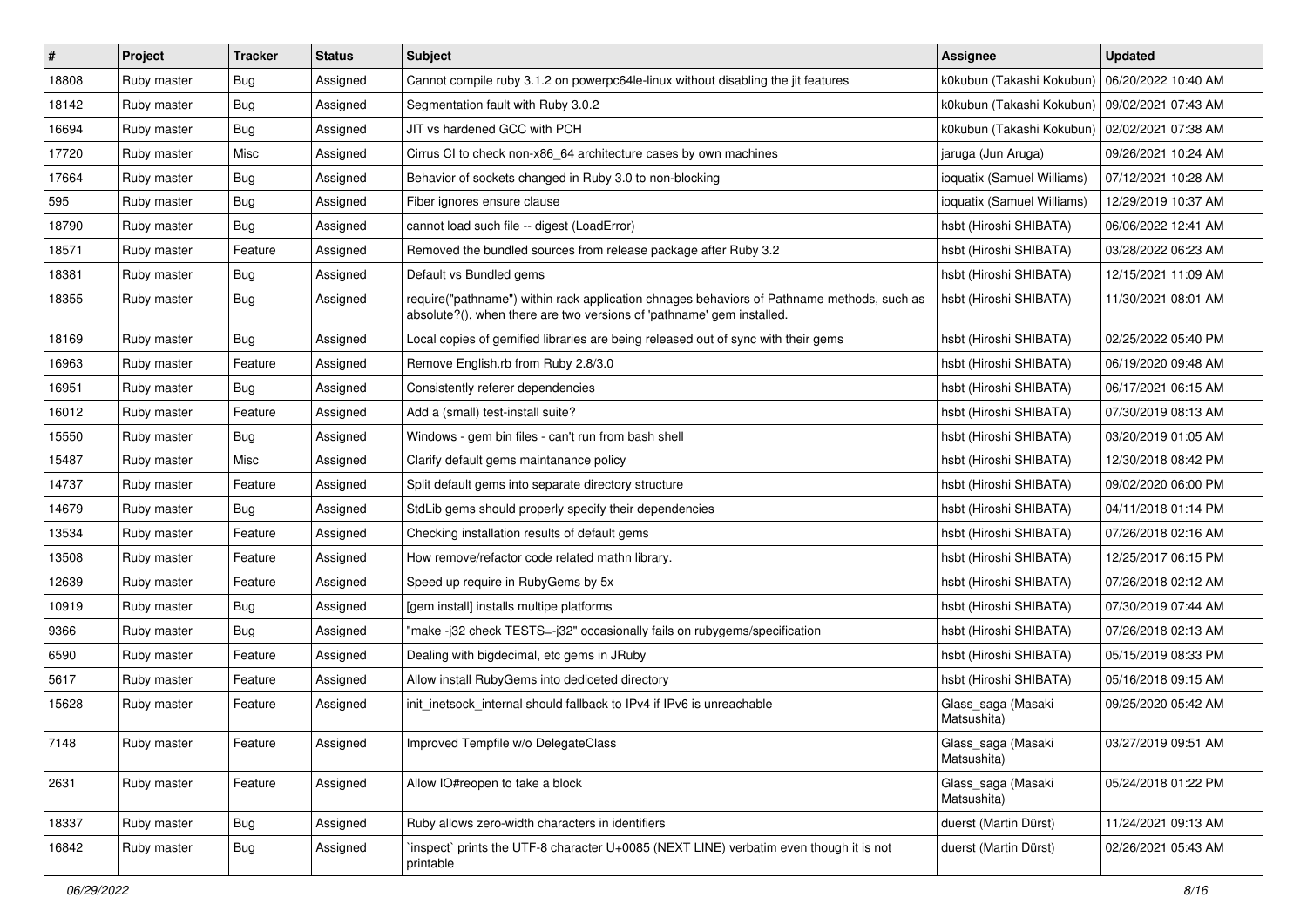| # | Project | Tracker | Status | Subject | Assignee | Updated |
|---|---|---|---|---|---|---|
| 18808 | Ruby master | Bug | Assigned | Cannot compile ruby 3.1.2 on powerpc64le-linux without disabling the jit features | k0kubun (Takashi Kokubun) | 06/20/2022 10:40 AM |
| 18142 | Ruby master | Bug | Assigned | Segmentation fault with Ruby 3.0.2 | k0kubun (Takashi Kokubun) | 09/02/2021 07:43 AM |
| 16694 | Ruby master | Bug | Assigned | JIT vs hardened GCC with PCH | k0kubun (Takashi Kokubun) | 02/02/2021 07:38 AM |
| 17720 | Ruby master | Misc | Assigned | Cirrus CI to check non-x86_64 architecture cases by own machines | jaruga (Jun Aruga) | 09/26/2021 10:24 AM |
| 17664 | Ruby master | Bug | Assigned | Behavior of sockets changed in Ruby 3.0 to non-blocking | ioquatix (Samuel Williams) | 07/12/2021 10:28 AM |
| 595 | Ruby master | Bug | Assigned | Fiber ignores ensure clause | ioquatix (Samuel Williams) | 12/29/2019 10:37 AM |
| 18790 | Ruby master | Bug | Assigned | cannot load such file -- digest (LoadError) | hsbt (Hiroshi SHIBATA) | 06/06/2022 12:41 AM |
| 18571 | Ruby master | Feature | Assigned | Removed the bundled sources from release package after Ruby 3.2 | hsbt (Hiroshi SHIBATA) | 03/28/2022 06:23 AM |
| 18381 | Ruby master | Bug | Assigned | Default vs Bundled gems | hsbt (Hiroshi SHIBATA) | 12/15/2021 11:09 AM |
| 18355 | Ruby master | Bug | Assigned | require("pathname") within rack application chnages behaviors of Pathname methods, such as absolute?(), when there are two versions of 'pathname' gem installed. | hsbt (Hiroshi SHIBATA) | 11/30/2021 08:01 AM |
| 18169 | Ruby master | Bug | Assigned | Local copies of gemified libraries are being released out of sync with their gems | hsbt (Hiroshi SHIBATA) | 02/25/2022 05:40 PM |
| 16963 | Ruby master | Feature | Assigned | Remove English.rb from Ruby 2.8/3.0 | hsbt (Hiroshi SHIBATA) | 06/19/2020 09:48 AM |
| 16951 | Ruby master | Bug | Assigned | Consistently referer dependencies | hsbt (Hiroshi SHIBATA) | 06/17/2021 06:15 AM |
| 16012 | Ruby master | Feature | Assigned | Add a (small) test-install suite? | hsbt (Hiroshi SHIBATA) | 07/30/2019 08:13 AM |
| 15550 | Ruby master | Bug | Assigned | Windows - gem bin files - can't run from bash shell | hsbt (Hiroshi SHIBATA) | 03/20/2019 01:05 AM |
| 15487 | Ruby master | Misc | Assigned | Clarify default gems maintanance policy | hsbt (Hiroshi SHIBATA) | 12/30/2018 08:42 PM |
| 14737 | Ruby master | Feature | Assigned | Split default gems into separate directory structure | hsbt (Hiroshi SHIBATA) | 09/02/2020 06:00 PM |
| 14679 | Ruby master | Bug | Assigned | StdLib gems should properly specify their dependencies | hsbt (Hiroshi SHIBATA) | 04/11/2018 01:14 PM |
| 13534 | Ruby master | Feature | Assigned | Checking installation results of default gems | hsbt (Hiroshi SHIBATA) | 07/26/2018 02:16 AM |
| 13508 | Ruby master | Feature | Assigned | How remove/refactor code related mathn library. | hsbt (Hiroshi SHIBATA) | 12/25/2017 06:15 PM |
| 12639 | Ruby master | Feature | Assigned | Speed up require in RubyGems by 5x | hsbt (Hiroshi SHIBATA) | 07/26/2018 02:12 AM |
| 10919 | Ruby master | Bug | Assigned | [gem install] installs multipe platforms | hsbt (Hiroshi SHIBATA) | 07/30/2019 07:44 AM |
| 9366 | Ruby master | Bug | Assigned | "make -j32 check TESTS=-j32" occasionally fails on rubygems/specification | hsbt (Hiroshi SHIBATA) | 07/26/2018 02:13 AM |
| 6590 | Ruby master | Feature | Assigned | Dealing with bigdecimal, etc gems in JRuby | hsbt (Hiroshi SHIBATA) | 05/15/2019 08:33 PM |
| 5617 | Ruby master | Feature | Assigned | Allow install RubyGems into dediceted directory | hsbt (Hiroshi SHIBATA) | 05/16/2018 09:15 AM |
| 15628 | Ruby master | Feature | Assigned | init_inetsock_internal should fallback to IPv4 if IPv6 is unreachable | Glass_saga (Masaki Matsushita) | 09/25/2020 05:42 AM |
| 7148 | Ruby master | Feature | Assigned | Improved Tempfile w/o DelegateClass | Glass_saga (Masaki Matsushita) | 03/27/2019 09:51 AM |
| 2631 | Ruby master | Feature | Assigned | Allow IO#reopen to take a block | Glass_saga (Masaki Matsushita) | 05/24/2018 01:22 PM |
| 18337 | Ruby master | Bug | Assigned | Ruby allows zero-width characters in identifiers | duerst (Martin Dürst) | 11/24/2021 09:13 AM |
| 16842 | Ruby master | Bug | Assigned | `inspect` prints the UTF-8 character U+0085 (NEXT LINE) verbatim even though it is not printable | duerst (Martin Dürst) | 02/26/2021 05:43 AM |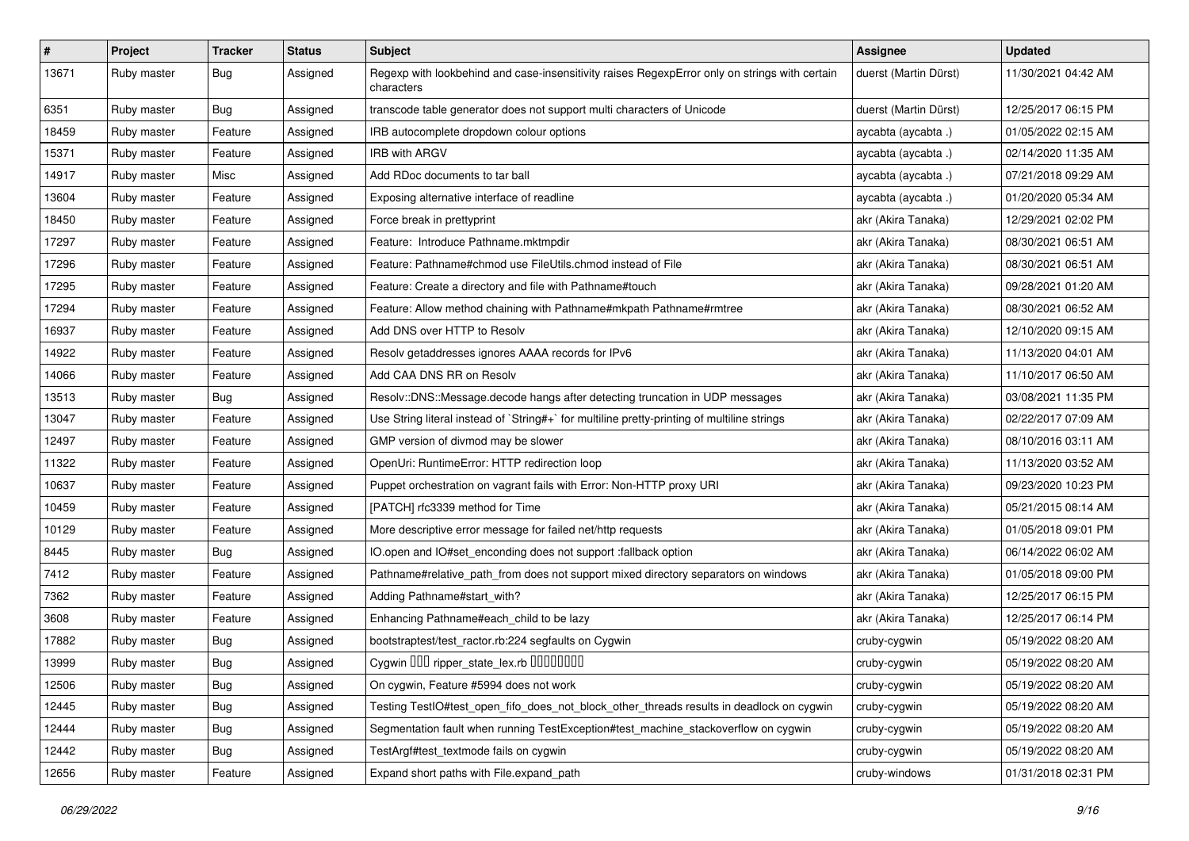| # | Project | Tracker | Status | Subject | Assignee | Updated |
|---|---|---|---|---|---|---|
| 13671 | Ruby master | Bug | Assigned | Regexp with lookbehind and case-insensitivity raises RegexpError only on strings with certain characters | duerst (Martin Dürst) | 11/30/2021 04:42 AM |
| 6351 | Ruby master | Bug | Assigned | transcode table generator does not support multi characters of Unicode | duerst (Martin Dürst) | 12/25/2017 06:15 PM |
| 18459 | Ruby master | Feature | Assigned | IRB autocomplete dropdown colour options | aycabta (aycabta .) | 01/05/2022 02:15 AM |
| 15371 | Ruby master | Feature | Assigned | IRB with ARGV | aycabta (aycabta .) | 02/14/2020 11:35 AM |
| 14917 | Ruby master | Misc | Assigned | Add RDoc documents to tar ball | aycabta (aycabta .) | 07/21/2018 09:29 AM |
| 13604 | Ruby master | Feature | Assigned | Exposing alternative interface of readline | aycabta (aycabta .) | 01/20/2020 05:34 AM |
| 18450 | Ruby master | Feature | Assigned | Force break in prettyprint | akr (Akira Tanaka) | 12/29/2021 02:02 PM |
| 17297 | Ruby master | Feature | Assigned | Feature: Introduce Pathname.mktmpdir | akr (Akira Tanaka) | 08/30/2021 06:51 AM |
| 17296 | Ruby master | Feature | Assigned | Feature: Pathname#chmod use FileUtils.chmod instead of File | akr (Akira Tanaka) | 08/30/2021 06:51 AM |
| 17295 | Ruby master | Feature | Assigned | Feature: Create a directory and file with Pathname#touch | akr (Akira Tanaka) | 09/28/2021 01:20 AM |
| 17294 | Ruby master | Feature | Assigned | Feature: Allow method chaining with Pathname#mkpath Pathname#rmtree | akr (Akira Tanaka) | 08/30/2021 06:52 AM |
| 16937 | Ruby master | Feature | Assigned | Add DNS over HTTP to Resolv | akr (Akira Tanaka) | 12/10/2020 09:15 AM |
| 14922 | Ruby master | Feature | Assigned | Resolv getaddresses ignores AAAA records for IPv6 | akr (Akira Tanaka) | 11/13/2020 04:01 AM |
| 14066 | Ruby master | Feature | Assigned | Add CAA DNS RR on Resolv | akr (Akira Tanaka) | 11/10/2017 06:50 AM |
| 13513 | Ruby master | Bug | Assigned | Resolv::DNS::Message.decode hangs after detecting truncation in UDP messages | akr (Akira Tanaka) | 03/08/2021 11:35 PM |
| 13047 | Ruby master | Feature | Assigned | Use String literal instead of `String#+` for multiline pretty-printing of multiline strings | akr (Akira Tanaka) | 02/22/2017 07:09 AM |
| 12497 | Ruby master | Feature | Assigned | GMP version of divmod may be slower | akr (Akira Tanaka) | 08/10/2016 03:11 AM |
| 11322 | Ruby master | Feature | Assigned | OpenUri: RuntimeError: HTTP redirection loop | akr (Akira Tanaka) | 11/13/2020 03:52 AM |
| 10637 | Ruby master | Feature | Assigned | Puppet orchestration on vagrant fails with Error: Non-HTTP proxy URI | akr (Akira Tanaka) | 09/23/2020 10:23 PM |
| 10459 | Ruby master | Feature | Assigned | [PATCH] rfc3339 method for Time | akr (Akira Tanaka) | 05/21/2015 08:14 AM |
| 10129 | Ruby master | Feature | Assigned | More descriptive error message for failed net/http requests | akr (Akira Tanaka) | 01/05/2018 09:01 PM |
| 8445 | Ruby master | Bug | Assigned | IO.open and IO#set_enconding does not support :fallback option | akr (Akira Tanaka) | 06/14/2022 06:02 AM |
| 7412 | Ruby master | Feature | Assigned | Pathname#relative_path_from does not support mixed directory separators on windows | akr (Akira Tanaka) | 01/05/2018 09:00 PM |
| 7362 | Ruby master | Feature | Assigned | Adding Pathname#start_with? | akr (Akira Tanaka) | 12/25/2017 06:15 PM |
| 3608 | Ruby master | Feature | Assigned | Enhancing Pathname#each_child to be lazy | akr (Akira Tanaka) | 12/25/2017 06:14 PM |
| 17882 | Ruby master | Bug | Assigned | bootstraptest/test_ractor.rb:224 segfaults on Cygwin | cruby-cygwin | 05/19/2022 08:20 AM |
| 13999 | Ruby master | Bug | Assigned | Cygwin ��� ripper_state_lex.rb ��������� | cruby-cygwin | 05/19/2022 08:20 AM |
| 12506 | Ruby master | Bug | Assigned | On cygwin, Feature #5994 does not work | cruby-cygwin | 05/19/2022 08:20 AM |
| 12445 | Ruby master | Bug | Assigned | Testing TestIO#test_open_fifo_does_not_block_other_threads results in deadlock on cygwin | cruby-cygwin | 05/19/2022 08:20 AM |
| 12444 | Ruby master | Bug | Assigned | Segmentation fault when running TestException#test_machine_stackoverflow on cygwin | cruby-cygwin | 05/19/2022 08:20 AM |
| 12442 | Ruby master | Bug | Assigned | TestArgf#test_textmode fails on cygwin | cruby-cygwin | 05/19/2022 08:20 AM |
| 12656 | Ruby master | Feature | Assigned | Expand short paths with File.expand_path | cruby-windows | 01/31/2018 02:31 PM |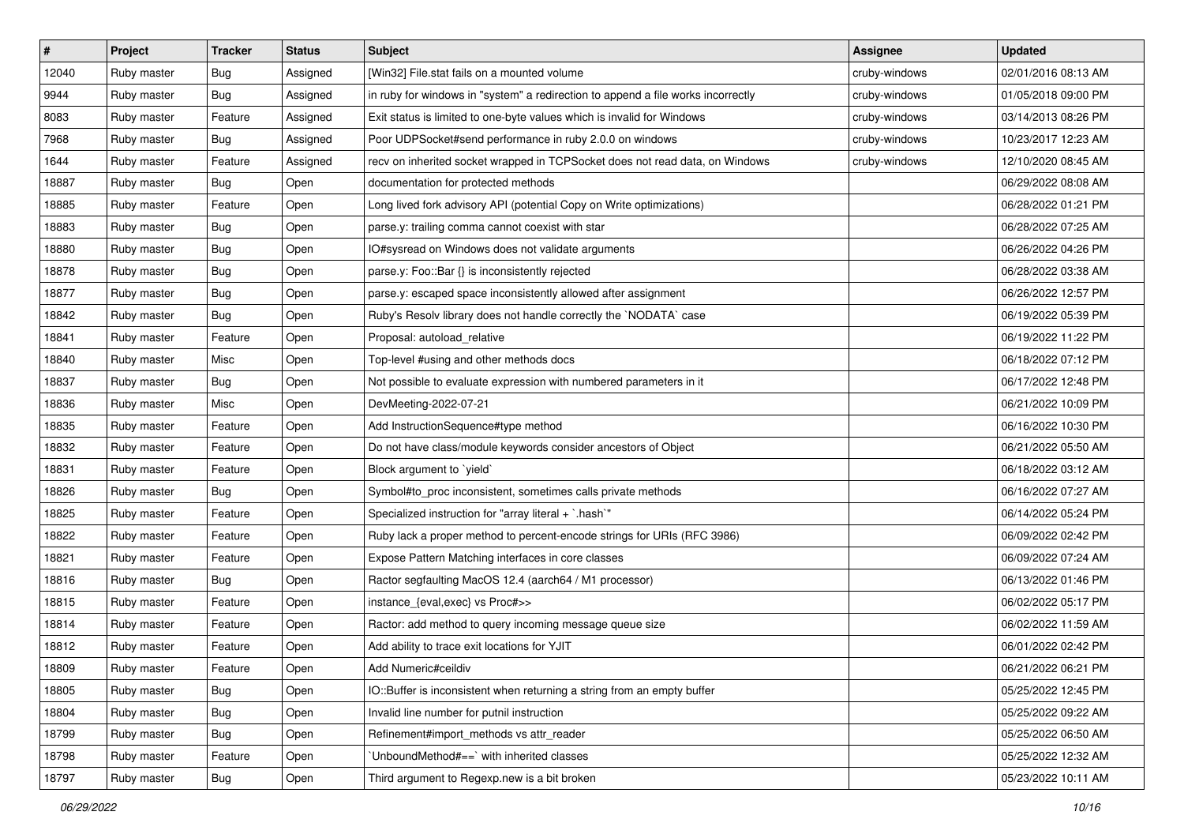| # | Project | Tracker | Status | Subject | Assignee | Updated |
|---|---|---|---|---|---|---|
| 12040 | Ruby master | Bug | Assigned | [Win32] File.stat fails on a mounted volume | cruby-windows | 02/01/2016 08:13 AM |
| 9944 | Ruby master | Bug | Assigned | in ruby for windows in "system" a redirection to append a file works incorrectly | cruby-windows | 01/05/2018 09:00 PM |
| 8083 | Ruby master | Feature | Assigned | Exit status is limited to one-byte values which is invalid for Windows | cruby-windows | 03/14/2013 08:26 PM |
| 7968 | Ruby master | Bug | Assigned | Poor UDPSocket#send performance in ruby 2.0.0 on windows | cruby-windows | 10/23/2017 12:23 AM |
| 1644 | Ruby master | Feature | Assigned | recv on inherited socket wrapped in TCPSocket does not read data, on Windows | cruby-windows | 12/10/2020 08:45 AM |
| 18887 | Ruby master | Bug | Open | documentation for protected methods | | 06/29/2022 08:08 AM |
| 18885 | Ruby master | Feature | Open | Long lived fork advisory API (potential Copy on Write optimizations) | | 06/28/2022 01:21 PM |
| 18883 | Ruby master | Bug | Open | parse.y: trailing comma cannot coexist with star | | 06/28/2022 07:25 AM |
| 18880 | Ruby master | Bug | Open | IO#sysread on Windows does not validate arguments | | 06/26/2022 04:26 PM |
| 18878 | Ruby master | Bug | Open | parse.y: Foo::Bar {} is inconsistently rejected | | 06/28/2022 03:38 AM |
| 18877 | Ruby master | Bug | Open | parse.y: escaped space inconsistently allowed after assignment | | 06/26/2022 12:57 PM |
| 18842 | Ruby master | Bug | Open | Ruby's Resolv library does not handle correctly the `NODATA` case | | 06/19/2022 05:39 PM |
| 18841 | Ruby master | Feature | Open | Proposal: autoload_relative | | 06/19/2022 11:22 PM |
| 18840 | Ruby master | Misc | Open | Top-level #using and other methods docs | | 06/18/2022 07:12 PM |
| 18837 | Ruby master | Bug | Open | Not possible to evaluate expression with numbered parameters in it | | 06/17/2022 12:48 PM |
| 18836 | Ruby master | Misc | Open | DevMeeting-2022-07-21 | | 06/21/2022 10:09 PM |
| 18835 | Ruby master | Feature | Open | Add InstructionSequence#type method | | 06/16/2022 10:30 PM |
| 18832 | Ruby master | Feature | Open | Do not have class/module keywords consider ancestors of Object | | 06/21/2022 05:50 AM |
| 18831 | Ruby master | Feature | Open | Block argument to `yield` | | 06/18/2022 03:12 AM |
| 18826 | Ruby master | Bug | Open | Symbol#to_proc inconsistent, sometimes calls private methods | | 06/16/2022 07:27 AM |
| 18825 | Ruby master | Feature | Open | Specialized instruction for "array literal + `.hash`" | | 06/14/2022 05:24 PM |
| 18822 | Ruby master | Feature | Open | Ruby lack a proper method to percent-encode strings for URIs (RFC 3986) | | 06/09/2022 02:42 PM |
| 18821 | Ruby master | Feature | Open | Expose Pattern Matching interfaces in core classes | | 06/09/2022 07:24 AM |
| 18816 | Ruby master | Bug | Open | Ractor segfaulting MacOS 12.4 (aarch64 / M1 processor) | | 06/13/2022 01:46 PM |
| 18815 | Ruby master | Feature | Open | instance_{eval,exec} vs Proc#>> | | 06/02/2022 05:17 PM |
| 18814 | Ruby master | Feature | Open | Ractor: add method to query incoming message queue size | | 06/02/2022 11:59 AM |
| 18812 | Ruby master | Feature | Open | Add ability to trace exit locations for YJIT | | 06/01/2022 02:42 PM |
| 18809 | Ruby master | Feature | Open | Add Numeric#ceildiv | | 06/21/2022 06:21 PM |
| 18805 | Ruby master | Bug | Open | IO::Buffer is inconsistent when returning a string from an empty buffer | | 05/25/2022 12:45 PM |
| 18804 | Ruby master | Bug | Open | Invalid line number for putnil instruction | | 05/25/2022 09:22 AM |
| 18799 | Ruby master | Bug | Open | Refinement#import_methods vs attr_reader | | 05/25/2022 06:50 AM |
| 18798 | Ruby master | Feature | Open | `UnboundMethod#==` with inherited classes | | 05/25/2022 12:32 AM |
| 18797 | Ruby master | Bug | Open | Third argument to Regexp.new is a bit broken | | 05/23/2022 10:11 AM |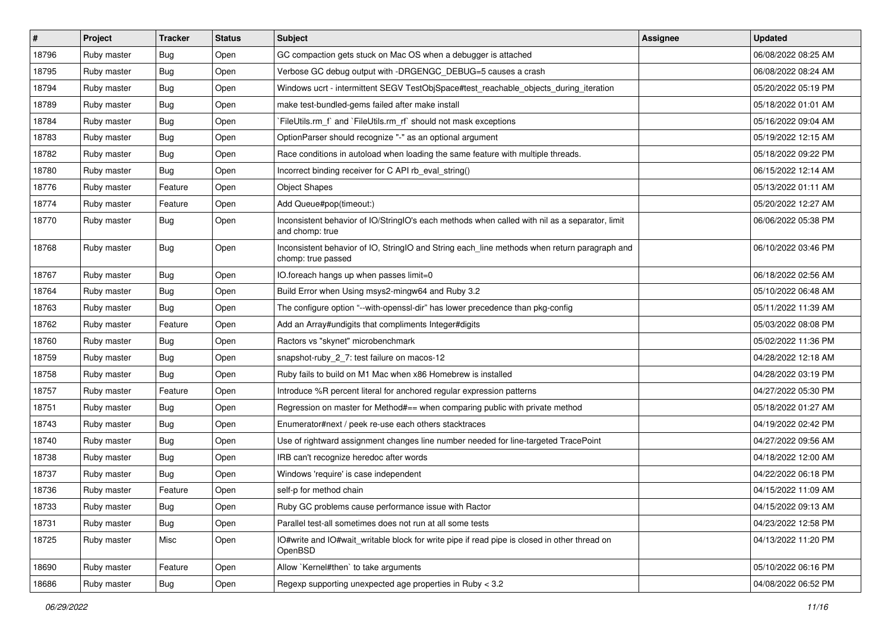| # | Project | Tracker | Status | Subject | Assignee | Updated |
|---|---|---|---|---|---|---|
| 18796 | Ruby master | Bug | Open | GC compaction gets stuck on Mac OS when a debugger is attached | | 06/08/2022 08:25 AM |
| 18795 | Ruby master | Bug | Open | Verbose GC debug output with -DRGENGC_DEBUG=5 causes a crash | | 06/08/2022 08:24 AM |
| 18794 | Ruby master | Bug | Open | Windows ucrt - intermittent SEGV TestObjSpace#test_reachable_objects_during_iteration | | 05/20/2022 05:19 PM |
| 18789 | Ruby master | Bug | Open | make test-bundled-gems failed after make install | | 05/18/2022 01:01 AM |
| 18784 | Ruby master | Bug | Open | `FileUtils.rm_f` and `FileUtils.rm_rf` should not mask exceptions | | 05/16/2022 09:04 AM |
| 18783 | Ruby master | Bug | Open | OptionParser should recognize "-" as an optional argument | | 05/19/2022 12:15 AM |
| 18782 | Ruby master | Bug | Open | Race conditions in autoload when loading the same feature with multiple threads. | | 05/18/2022 09:22 PM |
| 18780 | Ruby master | Bug | Open | Incorrect binding receiver for C API rb_eval_string() | | 06/15/2022 12:14 AM |
| 18776 | Ruby master | Feature | Open | Object Shapes | | 05/13/2022 01:11 AM |
| 18774 | Ruby master | Feature | Open | Add Queue#pop(timeout:) | | 05/20/2022 12:27 AM |
| 18770 | Ruby master | Bug | Open | Inconsistent behavior of IO/StringIO's each methods when called with nil as a separator, limit and chomp: true | | 06/06/2022 05:38 PM |
| 18768 | Ruby master | Bug | Open | Inconsistent behavior of IO, StringIO and String each_line methods when return paragraph and chomp: true passed | | 06/10/2022 03:46 PM |
| 18767 | Ruby master | Bug | Open | IO.foreach hangs up when passes limit=0 | | 06/18/2022 02:56 AM |
| 18764 | Ruby master | Bug | Open | Build Error when Using msys2-mingw64 and Ruby 3.2 | | 05/10/2022 06:48 AM |
| 18763 | Ruby master | Bug | Open | The configure option "--with-openssl-dir" has lower precedence than pkg-config | | 05/11/2022 11:39 AM |
| 18762 | Ruby master | Feature | Open | Add an Array#undigits that compliments Integer#digits | | 05/03/2022 08:08 PM |
| 18760 | Ruby master | Bug | Open | Ractors vs "skynet" microbenchmark | | 05/02/2022 11:36 PM |
| 18759 | Ruby master | Bug | Open | snapshot-ruby_2_7: test failure on macos-12 | | 04/28/2022 12:18 AM |
| 18758 | Ruby master | Bug | Open | Ruby fails to build on M1 Mac when x86 Homebrew is installed | | 04/28/2022 03:19 PM |
| 18757 | Ruby master | Feature | Open | Introduce %R percent literal for anchored regular expression patterns | | 04/27/2022 05:30 PM |
| 18751 | Ruby master | Bug | Open | Regression on master for Method#== when comparing public with private method | | 05/18/2022 01:27 AM |
| 18743 | Ruby master | Bug | Open | Enumerator#next / peek re-use each others stacktraces | | 04/19/2022 02:42 PM |
| 18740 | Ruby master | Bug | Open | Use of rightward assignment changes line number needed for line-targeted TracePoint | | 04/27/2022 09:56 AM |
| 18738 | Ruby master | Bug | Open | IRB can't recognize heredoc after words | | 04/18/2022 12:00 AM |
| 18737 | Ruby master | Bug | Open | Windows 'require' is case independent | | 04/22/2022 06:18 PM |
| 18736 | Ruby master | Feature | Open | self-p for method chain | | 04/15/2022 11:09 AM |
| 18733 | Ruby master | Bug | Open | Ruby GC problems cause performance issue with Ractor | | 04/15/2022 09:13 AM |
| 18731 | Ruby master | Bug | Open | Parallel test-all sometimes does not run at all some tests | | 04/23/2022 12:58 PM |
| 18725 | Ruby master | Misc | Open | IO#write and IO#wait_writable block for write pipe if read pipe is closed in other thread on OpenBSD | | 04/13/2022 11:20 PM |
| 18690 | Ruby master | Feature | Open | Allow `Kernel#then` to take arguments | | 05/10/2022 06:16 PM |
| 18686 | Ruby master | Bug | Open | Regexp supporting unexpected age properties in Ruby < 3.2 | | 04/08/2022 06:52 PM |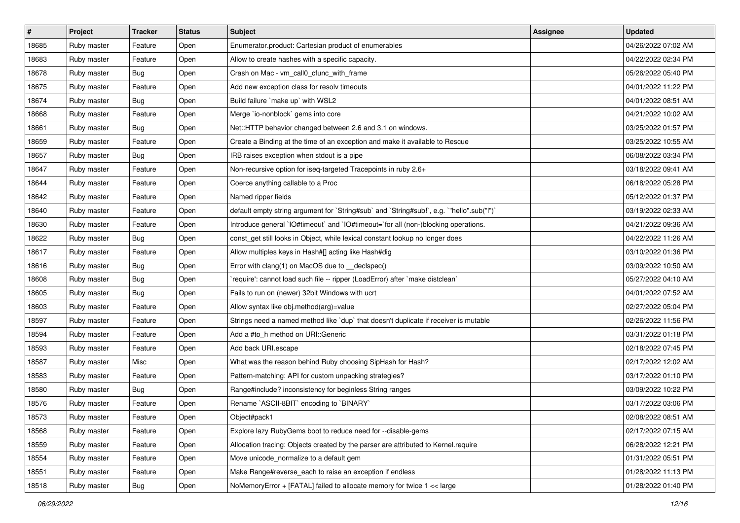| # | Project | Tracker | Status | Subject | Assignee | Updated |
|---|---|---|---|---|---|---|
| 18685 | Ruby master | Feature | Open | Enumerator.product: Cartesian product of enumerables | | 04/26/2022 07:02 AM |
| 18683 | Ruby master | Feature | Open | Allow to create hashes with a specific capacity. | | 04/22/2022 02:34 PM |
| 18678 | Ruby master | Bug | Open | Crash on Mac - vm_call0_cfunc_with_frame | | 05/26/2022 05:40 PM |
| 18675 | Ruby master | Feature | Open | Add new exception class for resolv timeouts | | 04/01/2022 11:22 PM |
| 18674 | Ruby master | Bug | Open | Build failure `make up` with WSL2 | | 04/01/2022 08:51 AM |
| 18668 | Ruby master | Feature | Open | Merge `io-nonblock` gems into core | | 04/21/2022 10:02 AM |
| 18661 | Ruby master | Bug | Open | Net::HTTP behavior changed between 2.6 and 3.1 on windows. | | 03/25/2022 01:57 PM |
| 18659 | Ruby master | Feature | Open | Create a Binding at the time of an exception and make it available to Rescue | | 03/25/2022 10:55 AM |
| 18657 | Ruby master | Bug | Open | IRB raises exception when stdout is a pipe | | 06/08/2022 03:34 PM |
| 18647 | Ruby master | Feature | Open | Non-recursive option for iseq-targeted Tracepoints in ruby 2.6+ | | 03/18/2022 09:41 AM |
| 18644 | Ruby master | Feature | Open | Coerce anything callable to a Proc | | 06/18/2022 05:28 PM |
| 18642 | Ruby master | Feature | Open | Named ripper fields | | 05/12/2022 01:37 PM |
| 18640 | Ruby master | Feature | Open | default empty string argument for `String#sub` and `String#sub!`, e.g. `"hello".sub("l")` | | 03/19/2022 02:33 AM |
| 18630 | Ruby master | Feature | Open | Introduce general `IO#timeout` and `IO#timeout=`for all (non-)blocking operations. | | 04/21/2022 09:36 AM |
| 18622 | Ruby master | Bug | Open | const_get still looks in Object, while lexical constant lookup no longer does | | 04/22/2022 11:26 AM |
| 18617 | Ruby master | Feature | Open | Allow multiples keys in Hash#[] acting like Hash#dig | | 03/10/2022 01:36 PM |
| 18616 | Ruby master | Bug | Open | Error with clang(1) on MacOS due to __declspec() | | 03/09/2022 10:50 AM |
| 18608 | Ruby master | Bug | Open | `require': cannot load such file -- ripper (LoadError) after `make distclean` | | 05/27/2022 04:10 AM |
| 18605 | Ruby master | Bug | Open | Fails to run on (newer) 32bit Windows with ucrt | | 04/01/2022 07:52 AM |
| 18603 | Ruby master | Feature | Open | Allow syntax like obj.method(arg)=value | | 02/27/2022 05:04 PM |
| 18597 | Ruby master | Feature | Open | Strings need a named method like `dup` that doesn't duplicate if receiver is mutable | | 02/26/2022 11:56 PM |
| 18594 | Ruby master | Feature | Open | Add a #to_h method on URI::Generic | | 03/31/2022 01:18 PM |
| 18593 | Ruby master | Feature | Open | Add back URI.escape | | 02/18/2022 07:45 PM |
| 18587 | Ruby master | Misc | Open | What was the reason behind Ruby choosing SipHash for Hash? | | 02/17/2022 12:02 AM |
| 18583 | Ruby master | Feature | Open | Pattern-matching: API for custom unpacking strategies? | | 03/17/2022 01:10 PM |
| 18580 | Ruby master | Bug | Open | Range#include? inconsistency for beginless String ranges | | 03/09/2022 10:22 PM |
| 18576 | Ruby master | Feature | Open | Rename `ASCII-8BIT` encoding to `BINARY` | | 03/17/2022 03:06 PM |
| 18573 | Ruby master | Feature | Open | Object#pack1 | | 02/08/2022 08:51 AM |
| 18568 | Ruby master | Feature | Open | Explore lazy RubyGems boot to reduce need for --disable-gems | | 02/17/2022 07:15 AM |
| 18559 | Ruby master | Feature | Open | Allocation tracing: Objects created by the parser are attributed to Kernel.require | | 06/28/2022 12:21 PM |
| 18554 | Ruby master | Feature | Open | Move unicode_normalize to a default gem | | 01/31/2022 05:51 PM |
| 18551 | Ruby master | Feature | Open | Make Range#reverse_each to raise an exception if endless | | 01/28/2022 11:13 PM |
| 18518 | Ruby master | Bug | Open | NoMemoryError + [FATAL] failed to allocate memory for twice 1 << large | | 01/28/2022 01:40 PM |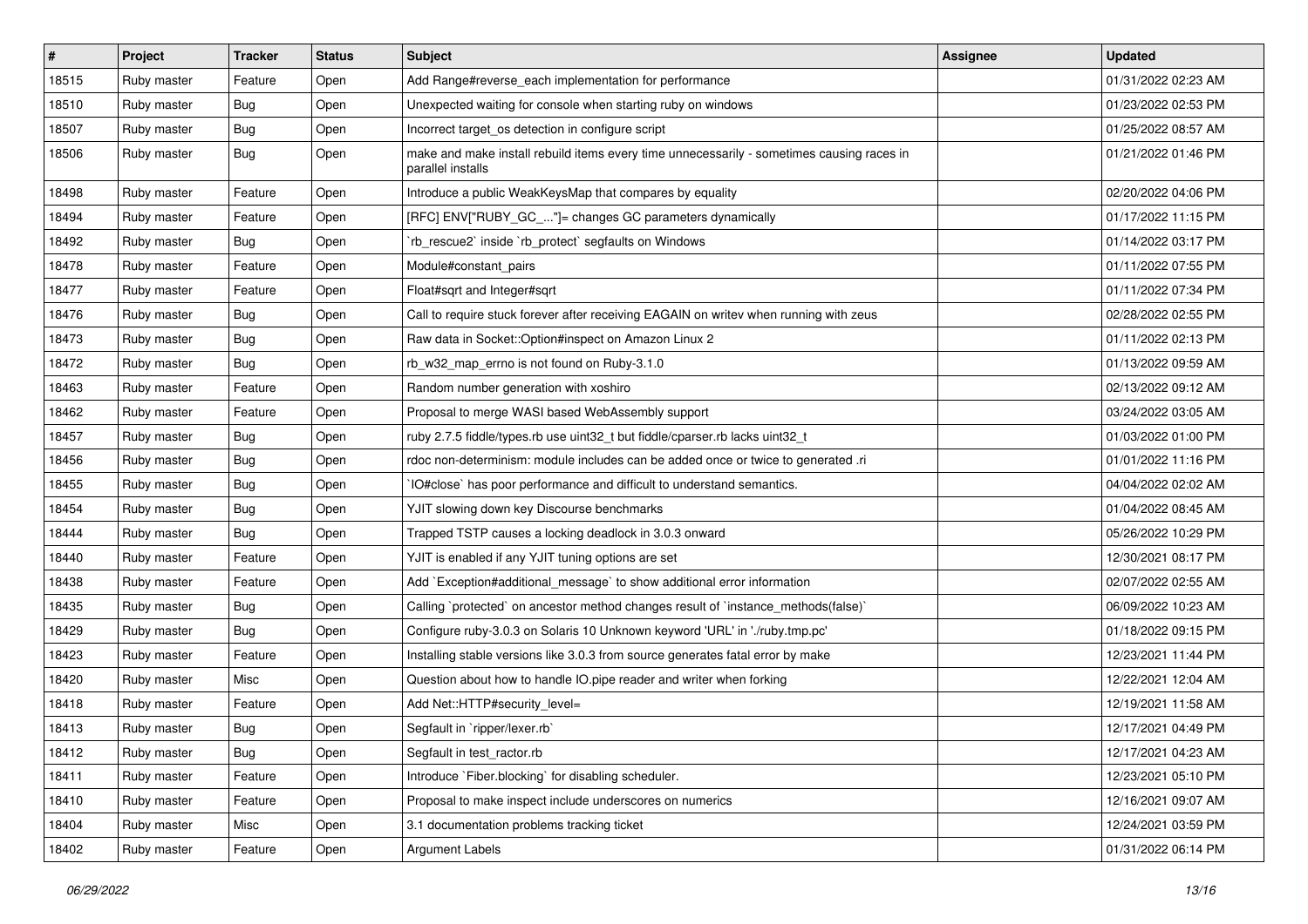| # | Project | Tracker | Status | Subject | Assignee | Updated |
|---|---|---|---|---|---|---|
| 18515 | Ruby master | Feature | Open | Add Range#reverse_each implementation for performance | | 01/31/2022 02:23 AM |
| 18510 | Ruby master | Bug | Open | Unexpected waiting for console when starting ruby on windows | | 01/23/2022 02:53 PM |
| 18507 | Ruby master | Bug | Open | Incorrect target_os detection in configure script | | 01/25/2022 08:57 AM |
| 18506 | Ruby master | Bug | Open | make and make install rebuild items every time unnecessarily - sometimes causing races in parallel installs | | 01/21/2022 01:46 PM |
| 18498 | Ruby master | Feature | Open | Introduce a public WeakKeysMap that compares by equality | | 02/20/2022 04:06 PM |
| 18494 | Ruby master | Feature | Open | [RFC] ENV["RUBY_GC_..."]= changes GC parameters dynamically | | 01/17/2022 11:15 PM |
| 18492 | Ruby master | Bug | Open | `rb_rescue2` inside `rb_protect` segfaults on Windows | | 01/14/2022 03:17 PM |
| 18478 | Ruby master | Feature | Open | Module#constant_pairs | | 01/11/2022 07:55 PM |
| 18477 | Ruby master | Feature | Open | Float#sqrt and Integer#sqrt | | 01/11/2022 07:34 PM |
| 18476 | Ruby master | Bug | Open | Call to require stuck forever after receiving EAGAIN on writev when running with zeus | | 02/28/2022 02:55 PM |
| 18473 | Ruby master | Bug | Open | Raw data in Socket::Option#inspect on Amazon Linux 2 | | 01/11/2022 02:13 PM |
| 18472 | Ruby master | Bug | Open | rb_w32_map_errno is not found on Ruby-3.1.0 | | 01/13/2022 09:59 AM |
| 18463 | Ruby master | Feature | Open | Random number generation with xoshiro | | 02/13/2022 09:12 AM |
| 18462 | Ruby master | Feature | Open | Proposal to merge WASI based WebAssembly support | | 03/24/2022 03:05 AM |
| 18457 | Ruby master | Bug | Open | ruby 2.7.5 fiddle/types.rb use uint32_t but fiddle/cparser.rb lacks uint32_t | | 01/03/2022 01:00 PM |
| 18456 | Ruby master | Bug | Open | rdoc non-determinism: module includes can be added once or twice to generated .ri | | 01/01/2022 11:16 PM |
| 18455 | Ruby master | Bug | Open | `IO#close` has poor performance and difficult to understand semantics. | | 04/04/2022 02:02 AM |
| 18454 | Ruby master | Bug | Open | YJIT slowing down key Discourse benchmarks | | 01/04/2022 08:45 AM |
| 18444 | Ruby master | Bug | Open | Trapped TSTP causes a locking deadlock in 3.0.3 onward | | 05/26/2022 10:29 PM |
| 18440 | Ruby master | Feature | Open | YJIT is enabled if any YJIT tuning options are set | | 12/30/2021 08:17 PM |
| 18438 | Ruby master | Feature | Open | Add `Exception#additional_message` to show additional error information | | 02/07/2022 02:55 AM |
| 18435 | Ruby master | Bug | Open | Calling `protected` on ancestor method changes result of `instance_methods(false)` | | 06/09/2022 10:23 AM |
| 18429 | Ruby master | Bug | Open | Configure ruby-3.0.3 on Solaris 10 Unknown keyword 'URL' in './ruby.tmp.pc' | | 01/18/2022 09:15 PM |
| 18423 | Ruby master | Feature | Open | Installing stable versions like 3.0.3 from source generates fatal error by make | | 12/23/2021 11:44 PM |
| 18420 | Ruby master | Misc | Open | Question about how to handle IO.pipe reader and writer when forking | | 12/22/2021 12:04 AM |
| 18418 | Ruby master | Feature | Open | Add Net::HTTP#security_level= | | 12/19/2021 11:58 AM |
| 18413 | Ruby master | Bug | Open | Segfault in `ripper/lexer.rb` | | 12/17/2021 04:49 PM |
| 18412 | Ruby master | Bug | Open | Segfault in test_ractor.rb | | 12/17/2021 04:23 AM |
| 18411 | Ruby master | Feature | Open | Introduce `Fiber.blocking` for disabling scheduler. | | 12/23/2021 05:10 PM |
| 18410 | Ruby master | Feature | Open | Proposal to make inspect include underscores on numerics | | 12/16/2021 09:07 AM |
| 18404 | Ruby master | Misc | Open | 3.1 documentation problems tracking ticket | | 12/24/2021 03:59 PM |
| 18402 | Ruby master | Feature | Open | Argument Labels | | 01/31/2022 06:14 PM |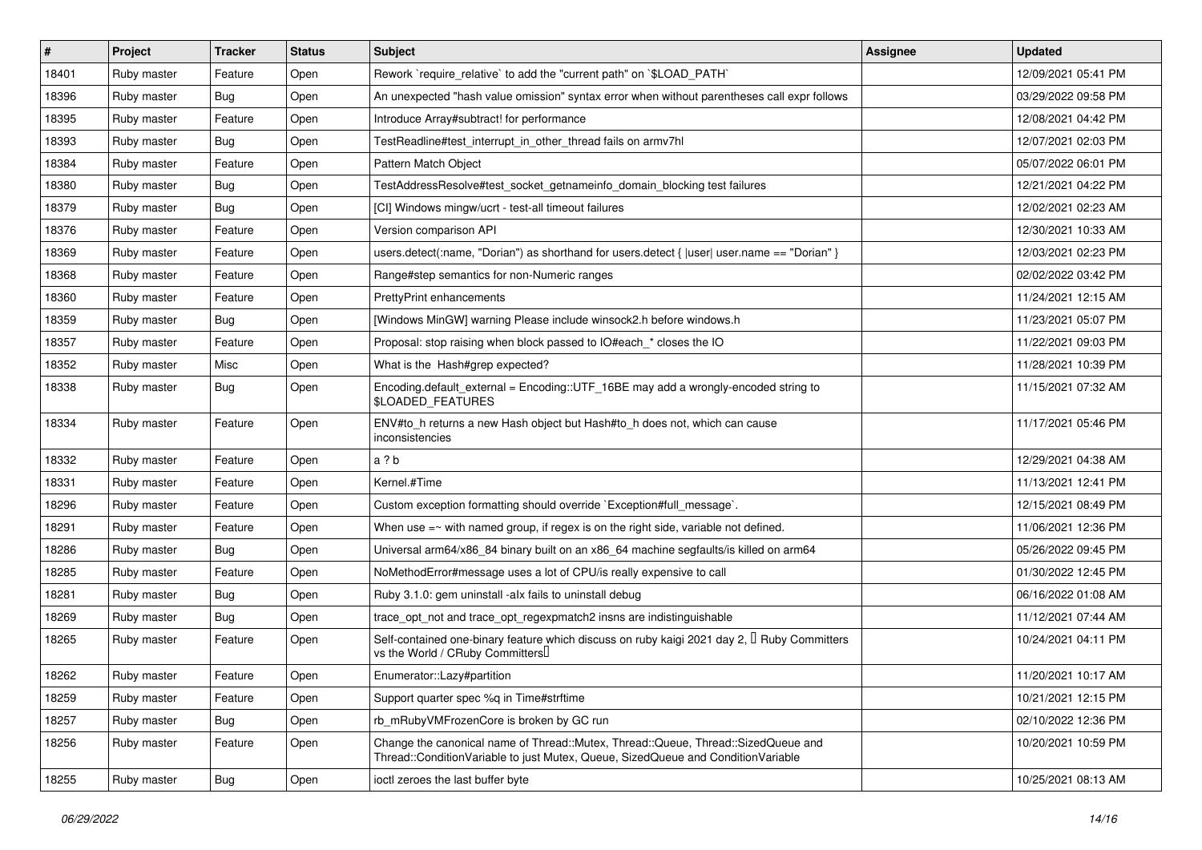| # | Project | Tracker | Status | Subject | Assignee | Updated |
|---|---|---|---|---|---|---|
| 18401 | Ruby master | Feature | Open | Rework `require_relative` to add the "current path" on `$LOAD_PATH` | | 12/09/2021 05:41 PM |
| 18396 | Ruby master | Bug | Open | An unexpected "hash value omission" syntax error when without parentheses call expr follows | | 03/29/2022 09:58 PM |
| 18395 | Ruby master | Feature | Open | Introduce Array#subtract! for performance | | 12/08/2021 04:42 PM |
| 18393 | Ruby master | Bug | Open | TestReadline#test_interrupt_in_other_thread fails on armv7hl | | 12/07/2021 02:03 PM |
| 18384 | Ruby master | Feature | Open | Pattern Match Object | | 05/07/2022 06:01 PM |
| 18380 | Ruby master | Bug | Open | TestAddressResolve#test_socket_getnameinfo_domain_blocking test failures | | 12/21/2021 04:22 PM |
| 18379 | Ruby master | Bug | Open | [CI] Windows mingw/ucrt - test-all timeout failures | | 12/02/2021 02:23 AM |
| 18376 | Ruby master | Feature | Open | Version comparison API | | 12/30/2021 10:33 AM |
| 18369 | Ruby master | Feature | Open | users.detect(:name, "Dorian") as shorthand for users.detect { \|user\| user.name == "Dorian" } | | 12/03/2021 02:23 PM |
| 18368 | Ruby master | Feature | Open | Range#step semantics for non-Numeric ranges | | 02/02/2022 03:42 PM |
| 18360 | Ruby master | Feature | Open | PrettyPrint enhancements | | 11/24/2021 12:15 AM |
| 18359 | Ruby master | Bug | Open | [Windows MinGW] warning Please include winsock2.h before windows.h | | 11/23/2021 05:07 PM |
| 18357 | Ruby master | Feature | Open | Proposal: stop raising when block passed to IO#each_* closes the IO | | 11/22/2021 09:03 PM |
| 18352 | Ruby master | Misc | Open | What is the Hash#grep expected? | | 11/28/2021 10:39 PM |
| 18338 | Ruby master | Bug | Open | Encoding.default_external = Encoding::UTF_16BE may add a wrongly-encoded string to $LOADED_FEATURES | | 11/15/2021 07:32 AM |
| 18334 | Ruby master | Feature | Open | ENV#to_h returns a new Hash object but Hash#to_h does not, which can cause inconsistencies | | 11/17/2021 05:46 PM |
| 18332 | Ruby master | Feature | Open | a ? b | | 12/29/2021 04:38 AM |
| 18331 | Ruby master | Feature | Open | Kernel.#Time | | 11/13/2021 12:41 PM |
| 18296 | Ruby master | Feature | Open | Custom exception formatting should override `Exception#full_message`. | | 12/15/2021 08:49 PM |
| 18291 | Ruby master | Feature | Open | When use =~ with named group, if regex is on the right side, variable not defined. | | 11/06/2021 12:36 PM |
| 18286 | Ruby master | Bug | Open | Universal arm64/x86_84 binary built on an x86_64 machine segfaults/is killed on arm64 | | 05/26/2022 09:45 PM |
| 18285 | Ruby master | Feature | Open | NoMethodError#message uses a lot of CPU/is really expensive to call | | 01/30/2022 12:45 PM |
| 18281 | Ruby master | Bug | Open | Ruby 3.1.0: gem uninstall -alx fails to uninstall debug | | 06/16/2022 01:08 AM |
| 18269 | Ruby master | Bug | Open | trace_opt_not and trace_opt_regexpmatch2 insns are indistinguishable | | 11/12/2021 07:44 AM |
| 18265 | Ruby master | Feature | Open | Self-contained one-binary feature which discuss on ruby kaigi 2021 day 2, 「Ruby Committers vs the World / CRuby Committers」 | | 10/24/2021 04:11 PM |
| 18262 | Ruby master | Feature | Open | Enumerator::Lazy#partition | | 11/20/2021 10:17 AM |
| 18259 | Ruby master | Feature | Open | Support quarter spec %q in Time#strftime | | 10/21/2021 12:15 PM |
| 18257 | Ruby master | Bug | Open | rb_mRubyVMFrozenCore is broken by GC run | | 02/10/2022 12:36 PM |
| 18256 | Ruby master | Feature | Open | Change the canonical name of Thread::Mutex, Thread::Queue, Thread::SizedQueue and Thread::ConditionVariable to just Mutex, Queue, SizedQueue and ConditionVariable | | 10/20/2021 10:59 PM |
| 18255 | Ruby master | Bug | Open | ioctl zeroes the last buffer byte | | 10/25/2021 08:13 AM |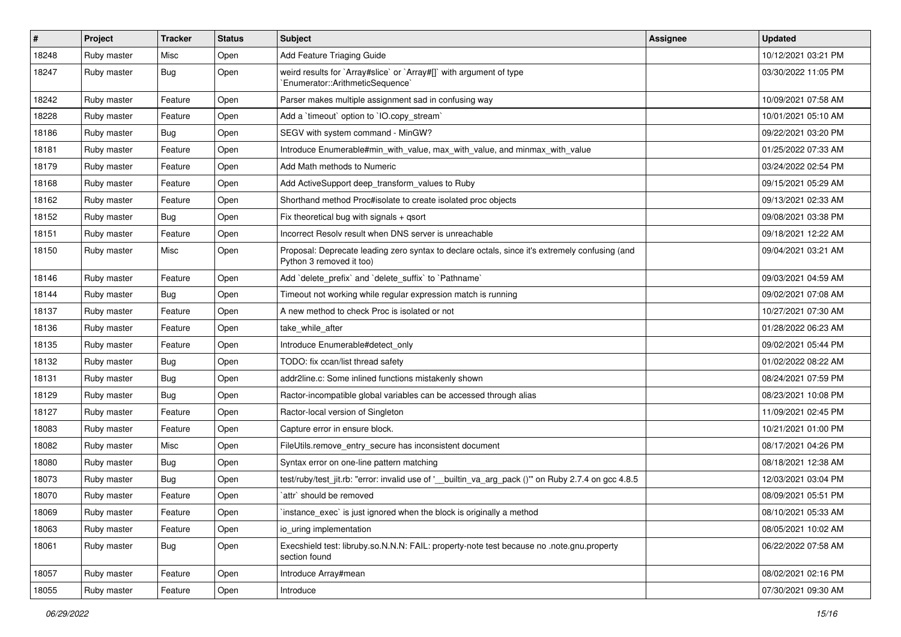| # | Project | Tracker | Status | Subject | Assignee | Updated |
|---|---|---|---|---|---|---|
| 18248 | Ruby master | Misc | Open | Add Feature Triaging Guide | | 10/12/2021 03:21 PM |
| 18247 | Ruby master | Bug | Open | weird results for `Array#slice` or `Array#[]` with argument of type `Enumerator::ArithmeticSequence` | | 03/30/2022 11:05 PM |
| 18242 | Ruby master | Feature | Open | Parser makes multiple assignment sad in confusing way | | 10/09/2021 07:58 AM |
| 18228 | Ruby master | Feature | Open | Add a `timeout` option to `IO.copy_stream` | | 10/01/2021 05:10 AM |
| 18186 | Ruby master | Bug | Open | SEGV with system command - MinGW? | | 09/22/2021 03:20 PM |
| 18181 | Ruby master | Feature | Open | Introduce Enumerable#min_with_value, max_with_value, and minmax_with_value | | 01/25/2022 07:33 AM |
| 18179 | Ruby master | Feature | Open | Add Math methods to Numeric | | 03/24/2022 02:54 PM |
| 18168 | Ruby master | Feature | Open | Add ActiveSupport deep_transform_values to Ruby | | 09/15/2021 05:29 AM |
| 18162 | Ruby master | Feature | Open | Shorthand method Proc#isolate to create isolated proc objects | | 09/13/2021 02:33 AM |
| 18152 | Ruby master | Bug | Open | Fix theoretical bug with signals + qsort | | 09/08/2021 03:38 PM |
| 18151 | Ruby master | Feature | Open | Incorrect Resolv result when DNS server is unreachable | | 09/18/2021 12:22 AM |
| 18150 | Ruby master | Misc | Open | Proposal: Deprecate leading zero syntax to declare octals, since it's extremely confusing (and Python 3 removed it too) | | 09/04/2021 03:21 AM |
| 18146 | Ruby master | Feature | Open | Add `delete_prefix` and `delete_suffix` to `Pathname` | | 09/03/2021 04:59 AM |
| 18144 | Ruby master | Bug | Open | Timeout not working while regular expression match is running | | 09/02/2021 07:08 AM |
| 18137 | Ruby master | Feature | Open | A new method to check Proc is isolated or not | | 10/27/2021 07:30 AM |
| 18136 | Ruby master | Feature | Open | take_while_after | | 01/28/2022 06:23 AM |
| 18135 | Ruby master | Feature | Open | Introduce Enumerable#detect_only | | 09/02/2021 05:44 PM |
| 18132 | Ruby master | Bug | Open | TODO: fix ccan/list thread safety | | 01/02/2022 08:22 AM |
| 18131 | Ruby master | Bug | Open | addr2line.c: Some inlined functions mistakenly shown | | 08/24/2021 07:59 PM |
| 18129 | Ruby master | Bug | Open | Ractor-incompatible global variables can be accessed through alias | | 08/23/2021 10:08 PM |
| 18127 | Ruby master | Feature | Open | Ractor-local version of Singleton | | 11/09/2021 02:45 PM |
| 18083 | Ruby master | Feature | Open | Capture error in ensure block. | | 10/21/2021 01:00 PM |
| 18082 | Ruby master | Misc | Open | FileUtils.remove_entry_secure has inconsistent document | | 08/17/2021 04:26 PM |
| 18080 | Ruby master | Bug | Open | Syntax error on one-line pattern matching | | 08/18/2021 12:38 AM |
| 18073 | Ruby master | Bug | Open | test/ruby/test_jit.rb: "error: invalid use of '__builtin_va_arg_pack ()'" on Ruby 2.7.4 on gcc 4.8.5 | | 12/03/2021 03:04 PM |
| 18070 | Ruby master | Feature | Open | `attr` should be removed | | 08/09/2021 05:51 PM |
| 18069 | Ruby master | Feature | Open | `instance_exec` is just ignored when the block is originally a method | | 08/10/2021 05:33 AM |
| 18063 | Ruby master | Feature | Open | io_uring implementation | | 08/05/2021 10:02 AM |
| 18061 | Ruby master | Bug | Open | Execshield test: libruby.so.N.N.N: FAIL: property-note test because no .note.gnu.property section found | | 06/22/2022 07:58 AM |
| 18057 | Ruby master | Feature | Open | Introduce Array#mean | | 08/02/2021 02:16 PM |
| 18055 | Ruby master | Feature | Open | Introduce | | 07/30/2021 09:30 AM |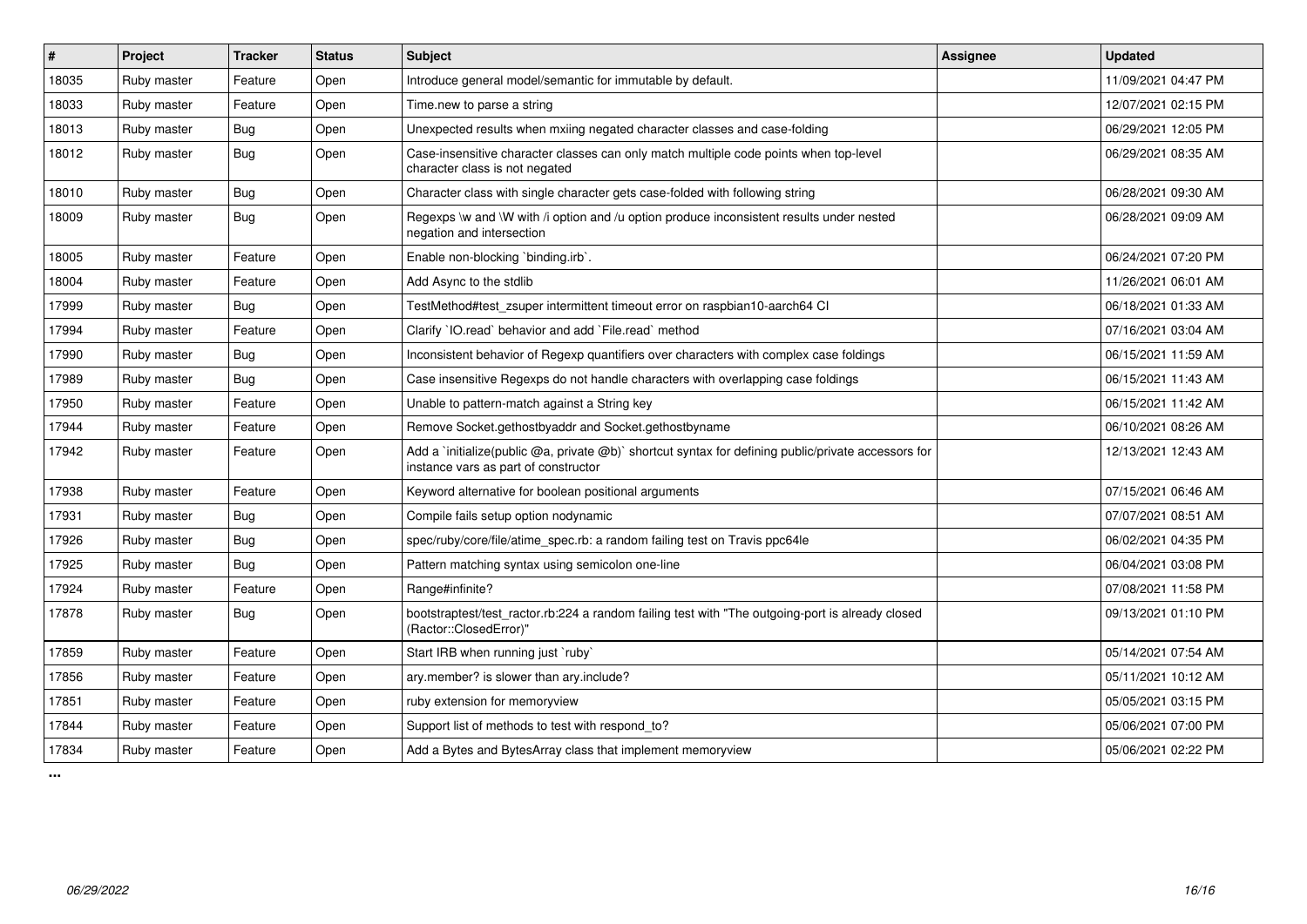| # | Project | Tracker | Status | Subject | Assignee | Updated |
|---|---|---|---|---|---|---|
| 18035 | Ruby master | Feature | Open | Introduce general model/semantic for immutable by default. | | 11/09/2021 04:47 PM |
| 18033 | Ruby master | Feature | Open | Time.new to parse a string | | 12/07/2021 02:15 PM |
| 18013 | Ruby master | Bug | Open | Unexpected results when mxiing negated character classes and case-folding | | 06/29/2021 12:05 PM |
| 18012 | Ruby master | Bug | Open | Case-insensitive character classes can only match multiple code points when top-level character class is not negated | | 06/29/2021 08:35 AM |
| 18010 | Ruby master | Bug | Open | Character class with single character gets case-folded with following string | | 06/28/2021 09:30 AM |
| 18009 | Ruby master | Bug | Open | Regexps \w and \W with /i option and /u option produce inconsistent results under nested negation and intersection | | 06/28/2021 09:09 AM |
| 18005 | Ruby master | Feature | Open | Enable non-blocking `binding.irb`. | | 06/24/2021 07:20 PM |
| 18004 | Ruby master | Feature | Open | Add Async to the stdlib | | 11/26/2021 06:01 AM |
| 17999 | Ruby master | Bug | Open | TestMethod#test_zsuper intermittent timeout error on raspbian10-aarch64 CI | | 06/18/2021 01:33 AM |
| 17994 | Ruby master | Feature | Open | Clarify `IO.read` behavior and add `File.read` method | | 07/16/2021 03:04 AM |
| 17990 | Ruby master | Bug | Open | Inconsistent behavior of Regexp quantifiers over characters with complex case foldings | | 06/15/2021 11:59 AM |
| 17989 | Ruby master | Bug | Open | Case insensitive Regexps do not handle characters with overlapping case foldings | | 06/15/2021 11:43 AM |
| 17950 | Ruby master | Feature | Open | Unable to pattern-match against a String key | | 06/15/2021 11:42 AM |
| 17944 | Ruby master | Feature | Open | Remove Socket.gethostbyaddr and Socket.gethostbyname | | 06/10/2021 08:26 AM |
| 17942 | Ruby master | Feature | Open | Add a `initialize(public @a, private @b)` shortcut syntax for defining public/private accessors for instance vars as part of constructor | | 12/13/2021 12:43 AM |
| 17938 | Ruby master | Feature | Open | Keyword alternative for boolean positional arguments | | 07/15/2021 06:46 AM |
| 17931 | Ruby master | Bug | Open | Compile fails setup option nodynamic | | 07/07/2021 08:51 AM |
| 17926 | Ruby master | Bug | Open | spec/ruby/core/file/atime_spec.rb: a random failing test on Travis ppc64le | | 06/02/2021 04:35 PM |
| 17925 | Ruby master | Bug | Open | Pattern matching syntax using semicolon one-line | | 06/04/2021 03:08 PM |
| 17924 | Ruby master | Feature | Open | Range#infinite? | | 07/08/2021 11:58 PM |
| 17878 | Ruby master | Bug | Open | bootstraptest/test_ractor.rb:224 a random failing test with "The outgoing-port is already closed (Ractor::ClosedError)" | | 09/13/2021 01:10 PM |
| 17859 | Ruby master | Feature | Open | Start IRB when running just `ruby` | | 05/14/2021 07:54 AM |
| 17856 | Ruby master | Feature | Open | ary.member? is slower than ary.include? | | 05/11/2021 10:12 AM |
| 17851 | Ruby master | Feature | Open | ruby extension for memoryview | | 05/05/2021 03:15 PM |
| 17844 | Ruby master | Feature | Open | Support list of methods to test with respond_to? | | 05/06/2021 07:00 PM |
| 17834 | Ruby master | Feature | Open | Add a Bytes and BytesArray class that implement memoryview | | 05/06/2021 02:22 PM |

...